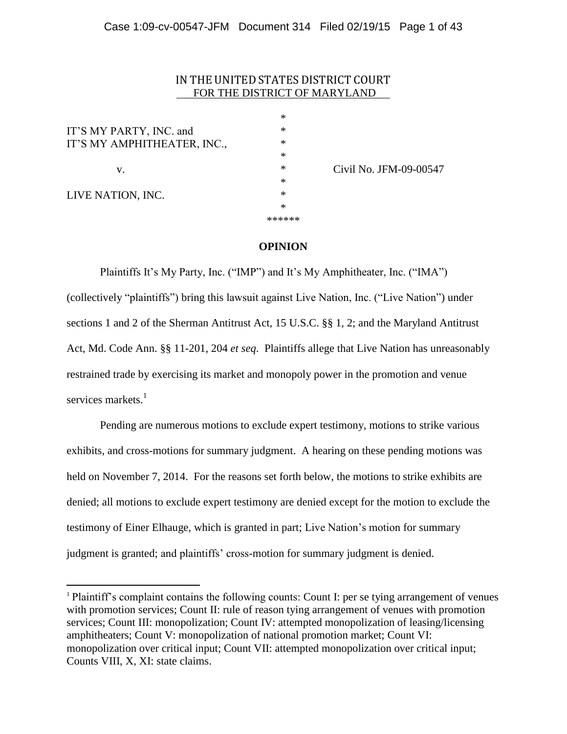IN THE UNITED STATES DISTRICT COURT
FOR THE DISTRICT OF MARYLAND

| | | |
|---|---|---|
| IT'S MY PARTY, INC. and IT'S MY AMPHITHEATER, INC., | * | |
| v. | * | Civil No. JFM-09-00547 |
| LIVE NATION, INC. | * | |

******

## OPINION

Plaintiffs It's My Party, Inc. ("IMP") and It's My Amphitheater, Inc. ("IMA") (collectively "plaintiffs") bring this lawsuit against Live Nation, Inc. ("Live Nation") under sections 1 and 2 of the Sherman Antitrust Act, 15 U.S.C. §§ 1, 2; and the Maryland Antitrust Act, Md. Code Ann. §§ 11-201, 204 *et seq*. Plaintiffs allege that Live Nation has unreasonably restrained trade by exercising its market and monopoly power in the promotion and venue services markets.[1]

Pending are numerous motions to exclude expert testimony, motions to strike various exhibits, and cross-motions for summary judgment. A hearing on these pending motions was held on November 7, 2014. For the reasons set forth below, the motions to strike exhibits are denied; all motions to exclude expert testimony are denied except for the motion to exclude the testimony of Einer Elhauge, which is granted in part; Live Nation's motion for summary judgment is granted; and plaintiffs' cross-motion for summary judgment is denied.

[1] Plaintiff's complaint contains the following counts: Count I: per se tying arrangement of venues with promotion services; Count II: rule of reason tying arrangement of venues with promotion services; Count III: monopolization; Count IV: attempted monopolization of leasing/licensing amphitheaters; Count V: monopolization of national promotion market; Count VI: monopolization over critical input; Count VII: attempted monopolization over critical input; Counts VIII, X, XI: state claims.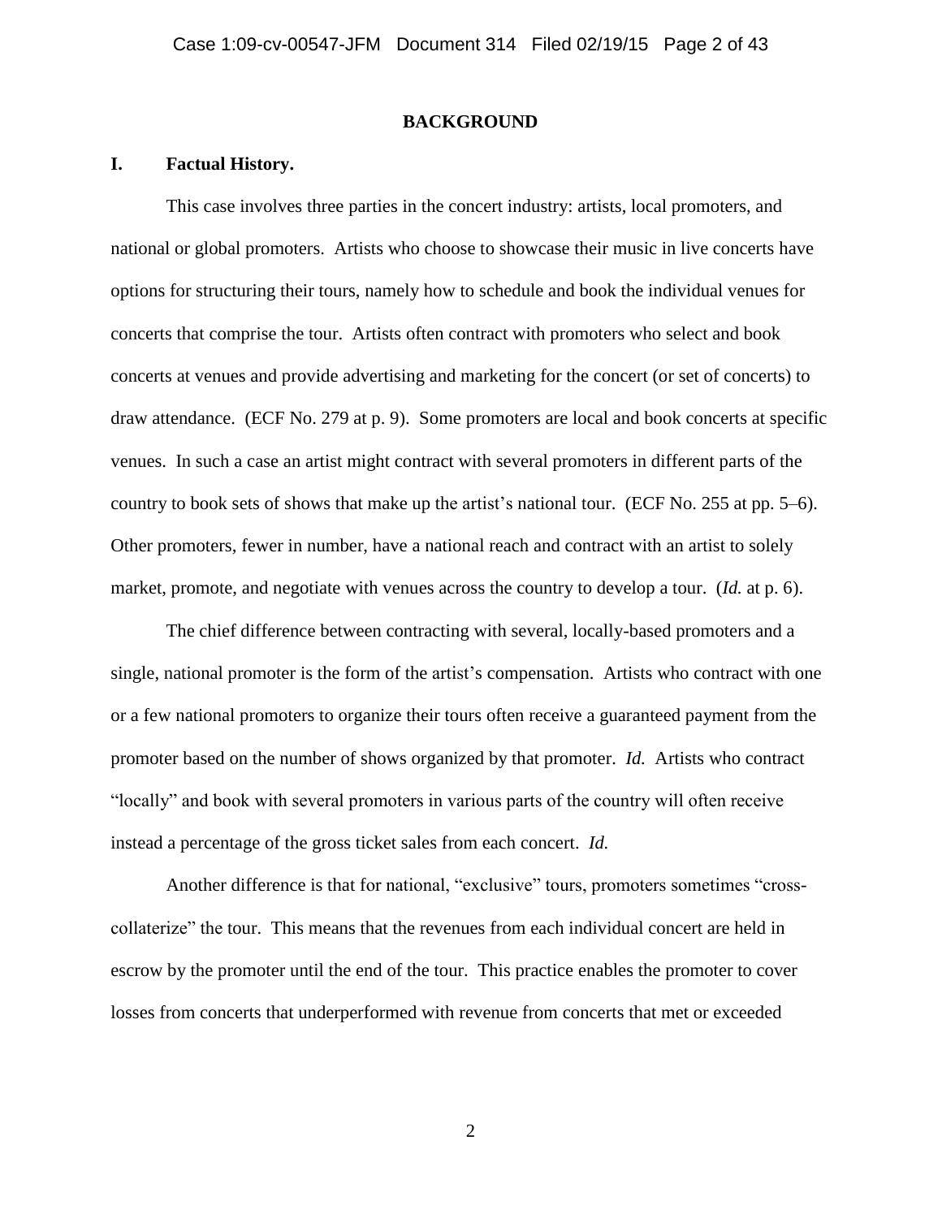## BACKGROUND

### I. Factual History.

This case involves three parties in the concert industry: artists, local promoters, and national or global promoters. Artists who choose to showcase their music in live concerts have options for structuring their tours, namely how to schedule and book the individual venues for concerts that comprise the tour. Artists often contract with promoters who select and book concerts at venues and provide advertising and marketing for the concert (or set of concerts) to draw attendance. (ECF No. 279 at p. 9). Some promoters are local and book concerts at specific venues. In such a case an artist might contract with several promoters in different parts of the country to book sets of shows that make up the artist's national tour. (ECF No. 255 at pp. 5–6). Other promoters, fewer in number, have a national reach and contract with an artist to solely market, promote, and negotiate with venues across the country to develop a tour. (*Id.* at p. 6).

The chief difference between contracting with several, locally-based promoters and a single, national promoter is the form of the artist's compensation. Artists who contract with one or a few national promoters to organize their tours often receive a guaranteed payment from the promoter based on the number of shows organized by that promoter. *Id.* Artists who contract "locally" and book with several promoters in various parts of the country will often receive instead a percentage of the gross ticket sales from each concert. *Id.*

Another difference is that for national, "exclusive" tours, promoters sometimes "cross-collaterize" the tour. This means that the revenues from each individual concert are held in escrow by the promoter until the end of the tour. This practice enables the promoter to cover losses from concerts that underperformed with revenue from concerts that met or exceeded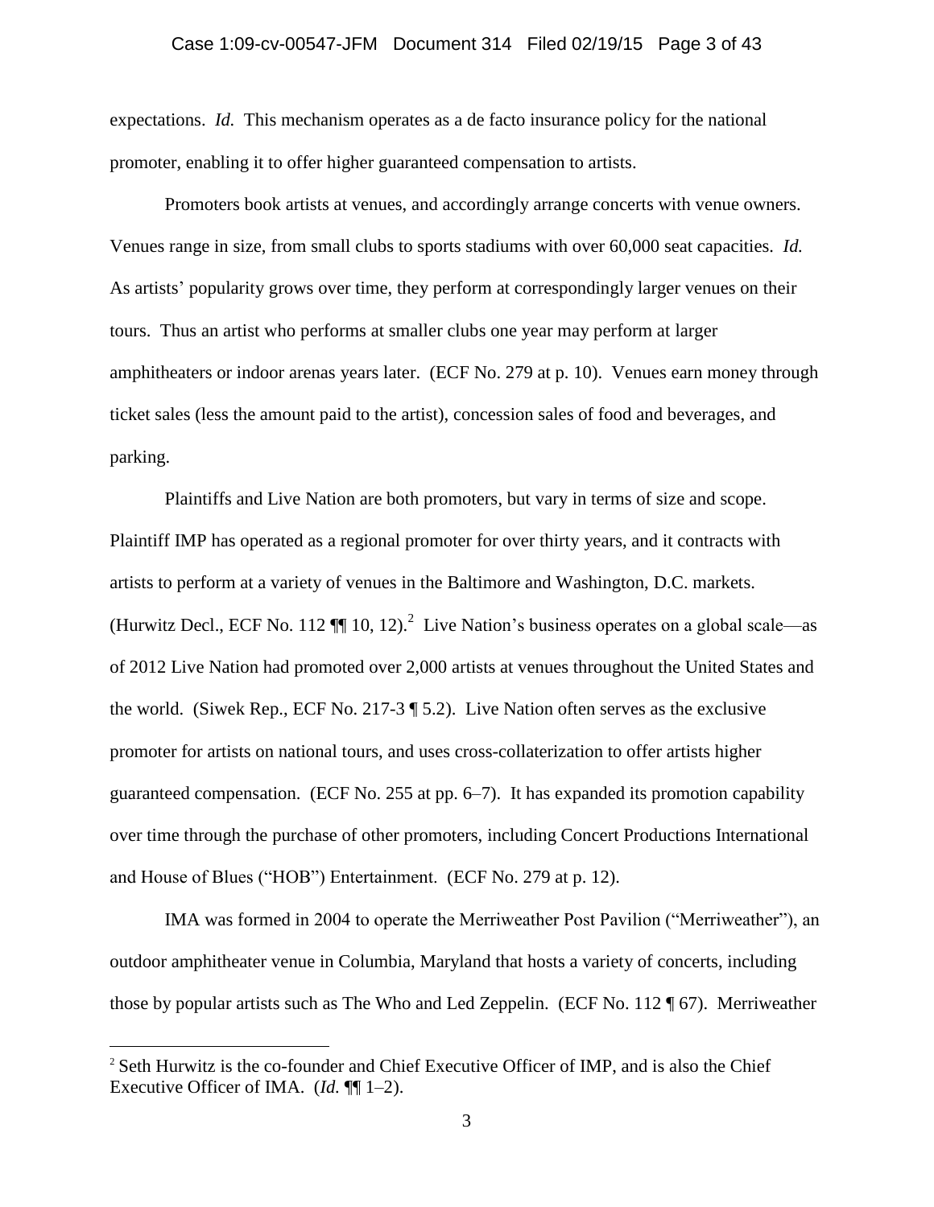expectations. *Id.* This mechanism operates as a de facto insurance policy for the national promoter, enabling it to offer higher guaranteed compensation to artists.

Promoters book artists at venues, and accordingly arrange concerts with venue owners. Venues range in size, from small clubs to sports stadiums with over 60,000 seat capacities. *Id.* As artists' popularity grows over time, they perform at correspondingly larger venues on their tours. Thus an artist who performs at smaller clubs one year may perform at larger amphitheaters or indoor arenas years later. (ECF No. 279 at p. 10). Venues earn money through ticket sales (less the amount paid to the artist), concession sales of food and beverages, and parking.

Plaintiffs and Live Nation are both promoters, but vary in terms of size and scope. Plaintiff IMP has operated as a regional promoter for over thirty years, and it contracts with artists to perform at a variety of venues in the Baltimore and Washington, D.C. markets. (Hurwitz Decl., ECF No. 112 ¶¶ 10, 12).[2] Live Nation's business operates on a global scale—as of 2012 Live Nation had promoted over 2,000 artists at venues throughout the United States and the world. (Siwek Rep., ECF No. 217-3 ¶ 5.2). Live Nation often serves as the exclusive promoter for artists on national tours, and uses cross-collaterization to offer artists higher guaranteed compensation. (ECF No. 255 at pp. 6–7). It has expanded its promotion capability over time through the purchase of other promoters, including Concert Productions International and House of Blues ("HOB") Entertainment. (ECF No. 279 at p. 12).

IMA was formed in 2004 to operate the Merriweather Post Pavilion ("Merriweather"), an outdoor amphitheater venue in Columbia, Maryland that hosts a variety of concerts, including those by popular artists such as The Who and Led Zeppelin. (ECF No. 112 ¶ 67). Merriweather

---

[2] Seth Hurwitz is the co-founder and Chief Executive Officer of IMP, and is also the Chief Executive Officer of IMA. (*Id.* ¶¶ 1–2).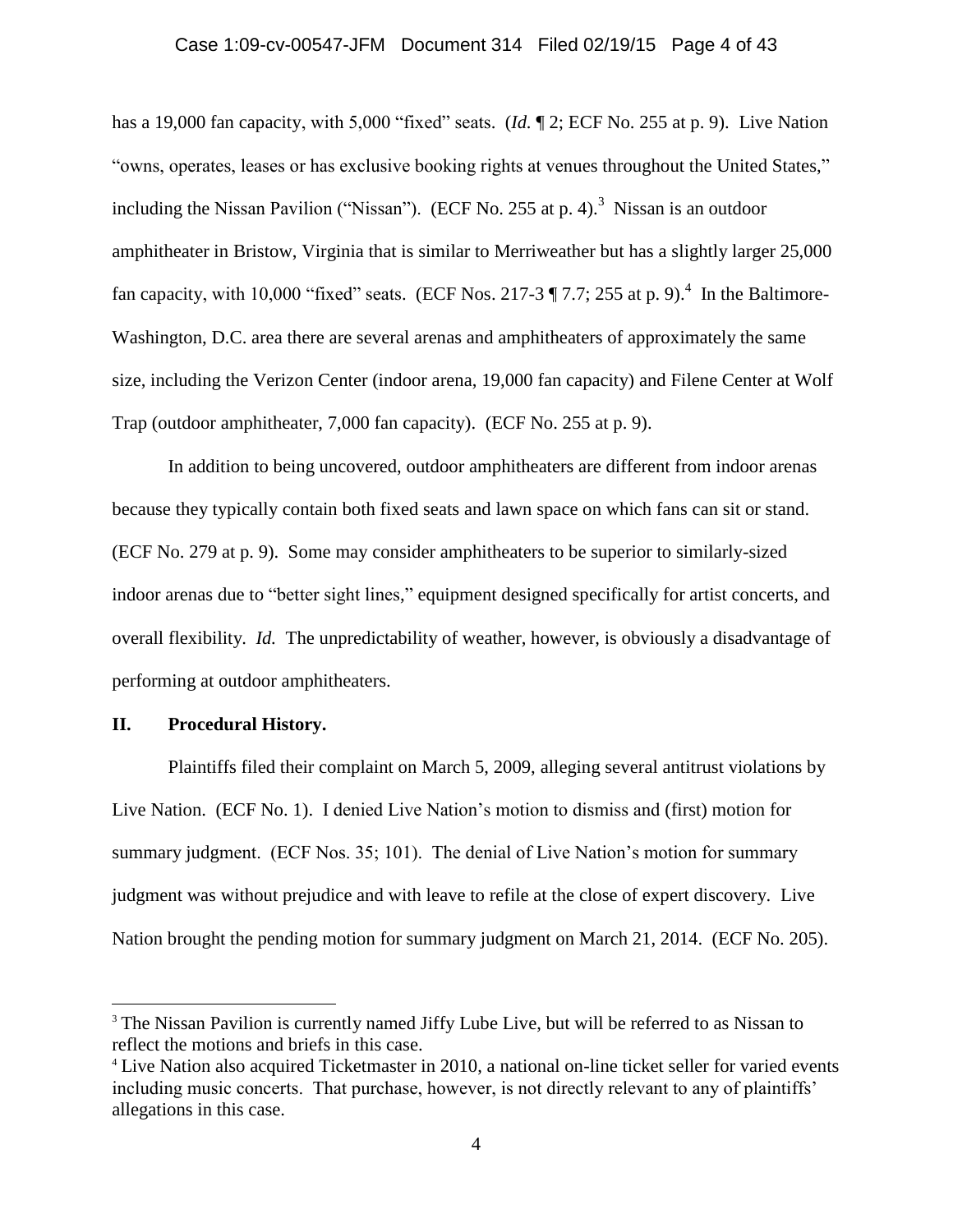has a 19,000 fan capacity, with 5,000 "fixed" seats. (*Id.* ¶ 2; ECF No. 255 at p. 9). Live Nation "owns, operates, leases or has exclusive booking rights at venues throughout the United States," including the Nissan Pavilion ("Nissan"). (ECF No. 255 at p. 4).[3] Nissan is an outdoor amphitheater in Bristow, Virginia that is similar to Merriweather but has a slightly larger 25,000 fan capacity, with 10,000 "fixed" seats. (ECF Nos. 217-3 ¶ 7.7; 255 at p. 9).[4] In the Baltimore-Washington, D.C. area there are several arenas and amphitheaters of approximately the same size, including the Verizon Center (indoor arena, 19,000 fan capacity) and Filene Center at Wolf Trap (outdoor amphitheater, 7,000 fan capacity). (ECF No. 255 at p. 9).

In addition to being uncovered, outdoor amphitheaters are different from indoor arenas because they typically contain both fixed seats and lawn space on which fans can sit or stand. (ECF No. 279 at p. 9). Some may consider amphitheaters to be superior to similarly-sized indoor arenas due to "better sight lines," equipment designed specifically for artist concerts, and overall flexibility. *Id.* The unpredictability of weather, however, is obviously a disadvantage of performing at outdoor amphitheaters.

## II. Procedural History.

Plaintiffs filed their complaint on March 5, 2009, alleging several antitrust violations by Live Nation. (ECF No. 1). I denied Live Nation's motion to dismiss and (first) motion for summary judgment. (ECF Nos. 35; 101). The denial of Live Nation's motion for summary judgment was without prejudice and with leave to refile at the close of expert discovery. Live Nation brought the pending motion for summary judgment on March 21, 2014. (ECF No. 205).

---

[3] The Nissan Pavilion is currently named Jiffy Lube Live, but will be referred to as Nissan to reflect the motions and briefs in this case.

[4] Live Nation also acquired Ticketmaster in 2010, a national on-line ticket seller for varied events including music concerts. That purchase, however, is not directly relevant to any of plaintiffs' allegations in this case.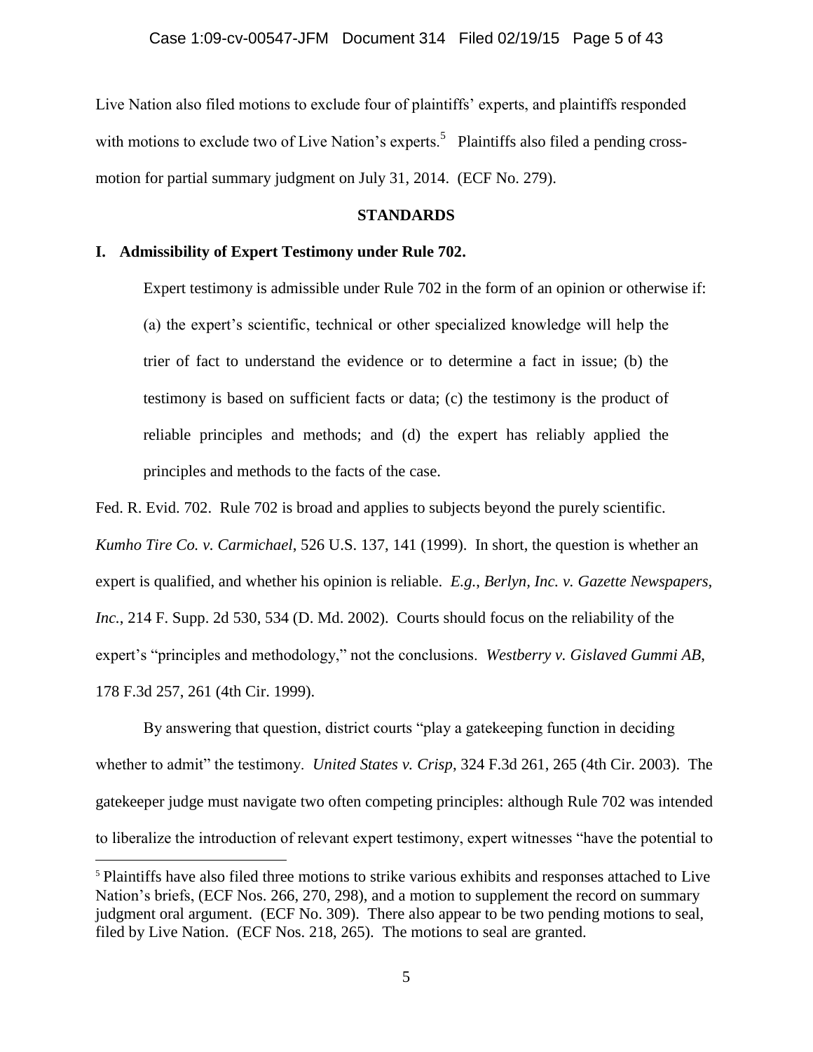Live Nation also filed motions to exclude four of plaintiffs' experts, and plaintiffs responded with motions to exclude two of Live Nation's experts.[5] Plaintiffs also filed a pending cross-motion for partial summary judgment on July 31, 2014. (ECF No. 279).

## STANDARDS

### I. Admissibility of Expert Testimony under Rule 702.

> Expert testimony is admissible under Rule 702 in the form of an opinion or otherwise if: (a) the expert's scientific, technical or other specialized knowledge will help the trier of fact to understand the evidence or to determine a fact in issue; (b) the testimony is based on sufficient facts or data; (c) the testimony is the product of reliable principles and methods; and (d) the expert has reliably applied the principles and methods to the facts of the case.

Fed. R. Evid. 702. Rule 702 is broad and applies to subjects beyond the purely scientific. *Kumho Tire Co. v. Carmichael*, 526 U.S. 137, 141 (1999). In short, the question is whether an expert is qualified, and whether his opinion is reliable. *E.g.*, *Berlyn, Inc. v. Gazette Newspapers, Inc.*, 214 F. Supp. 2d 530, 534 (D. Md. 2002). Courts should focus on the reliability of the expert's "principles and methodology," not the conclusions. *Westberry v. Gislaved Gummi AB*, 178 F.3d 257, 261 (4th Cir. 1999).

By answering that question, district courts "play a gatekeeping function in deciding whether to admit" the testimony. *United States v. Crisp*, 324 F.3d 261, 265 (4th Cir. 2003). The gatekeeper judge must navigate two often competing principles: although Rule 702 was intended to liberalize the introduction of relevant expert testimony, expert witnesses "have the potential to

---

[5] Plaintiffs have also filed three motions to strike various exhibits and responses attached to Live Nation's briefs, (ECF Nos. 266, 270, 298), and a motion to supplement the record on summary judgment oral argument. (ECF No. 309). There also appear to be two pending motions to seal, filed by Live Nation. (ECF Nos. 218, 265). The motions to seal are granted.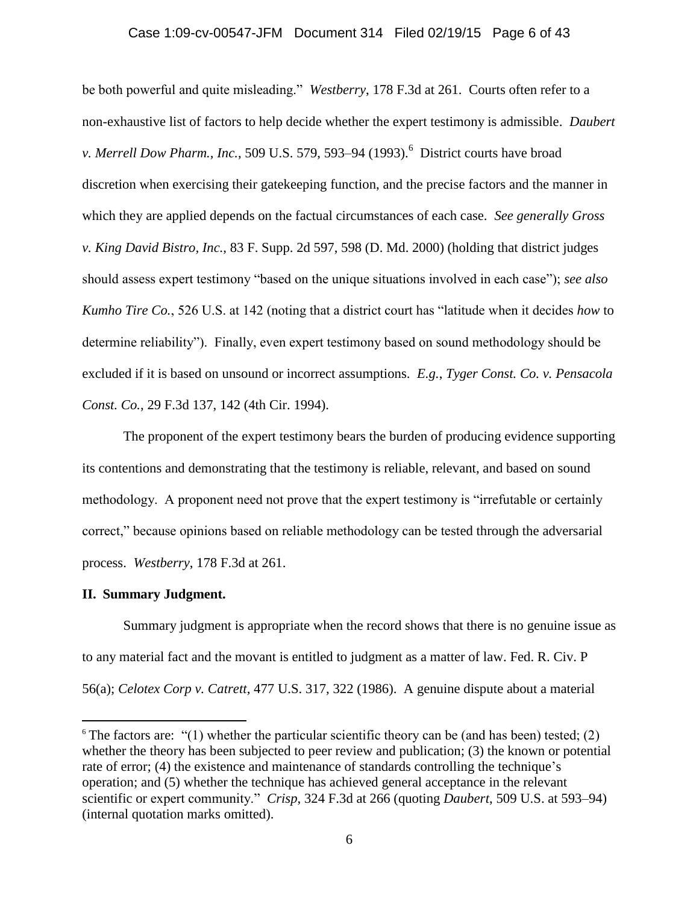be both powerful and quite misleading." *Westberry*, 178 F.3d at 261. Courts often refer to a non-exhaustive list of factors to help decide whether the expert testimony is admissible. *Daubert v. Merrell Dow Pharm., Inc.*, 509 U.S. 579, 593–94 (1993).[6] District courts have broad discretion when exercising their gatekeeping function, and the precise factors and the manner in which they are applied depends on the factual circumstances of each case. *See generally Gross v. King David Bistro, Inc.*, 83 F. Supp. 2d 597, 598 (D. Md. 2000) (holding that district judges should assess expert testimony "based on the unique situations involved in each case"); *see also Kumho Tire Co.*, 526 U.S. at 142 (noting that a district court has "latitude when it decides *how* to determine reliability"). Finally, even expert testimony based on sound methodology should be excluded if it is based on unsound or incorrect assumptions. *E.g.*, *Tyger Const. Co. v. Pensacola Const. Co.*, 29 F.3d 137, 142 (4th Cir. 1994).

The proponent of the expert testimony bears the burden of producing evidence supporting its contentions and demonstrating that the testimony is reliable, relevant, and based on sound methodology. A proponent need not prove that the expert testimony is "irrefutable or certainly correct," because opinions based on reliable methodology can be tested through the adversarial process. *Westberry*, 178 F.3d at 261.

**II. Summary Judgment.**

Summary judgment is appropriate when the record shows that there is no genuine issue as to any material fact and the movant is entitled to judgment as a matter of law. Fed. R. Civ. P 56(a); *Celotex Corp v. Catrett*, 477 U.S. 317, 322 (1986). A genuine dispute about a material

---

[6] The factors are: "(1) whether the particular scientific theory can be (and has been) tested; (2) whether the theory has been subjected to peer review and publication; (3) the known or potential rate of error; (4) the existence and maintenance of standards controlling the technique's operation; and (5) whether the technique has achieved general acceptance in the relevant scientific or expert community." *Crisp*, 324 F.3d at 266 (quoting *Daubert*, 509 U.S. at 593–94) (internal quotation marks omitted).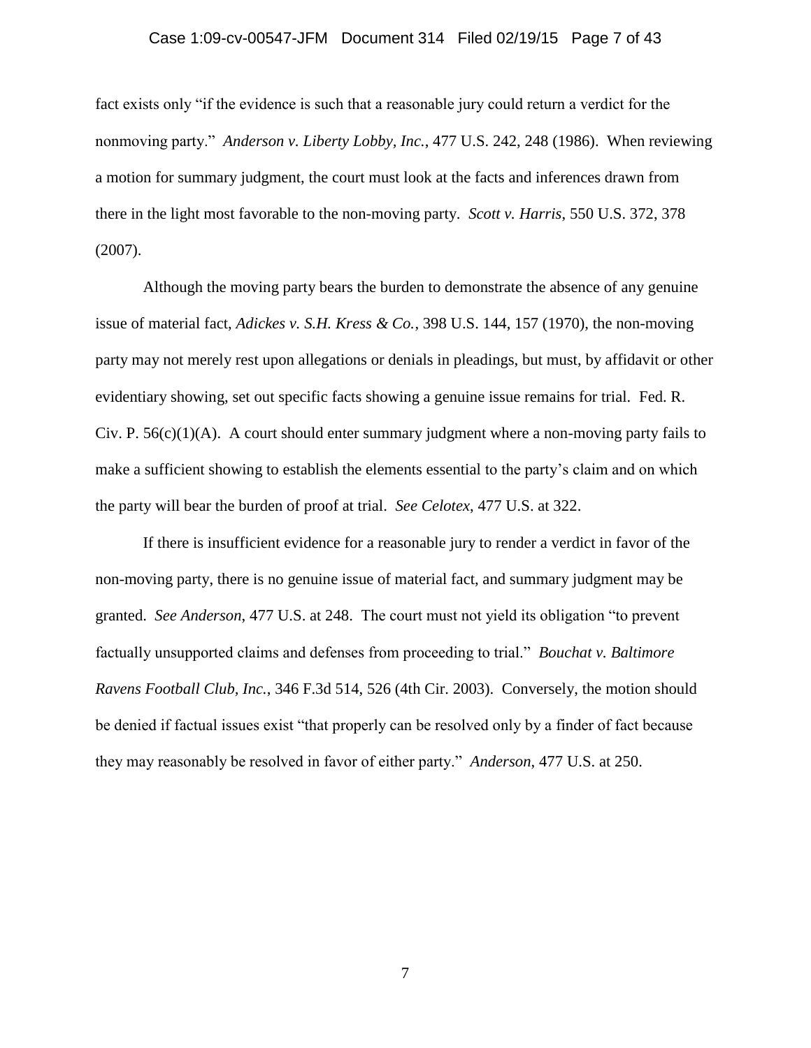fact exists only "if the evidence is such that a reasonable jury could return a verdict for the nonmoving party." *Anderson v. Liberty Lobby, Inc.*, 477 U.S. 242, 248 (1986). When reviewing a motion for summary judgment, the court must look at the facts and inferences drawn from there in the light most favorable to the non-moving party. *Scott v. Harris*, 550 U.S. 372, 378 (2007).

Although the moving party bears the burden to demonstrate the absence of any genuine issue of material fact, *Adickes v. S.H. Kress & Co.*, 398 U.S. 144, 157 (1970), the non-moving party may not merely rest upon allegations or denials in pleadings, but must, by affidavit or other evidentiary showing, set out specific facts showing a genuine issue remains for trial. Fed. R. Civ. P. 56(c)(1)(A). A court should enter summary judgment where a non-moving party fails to make a sufficient showing to establish the elements essential to the party's claim and on which the party will bear the burden of proof at trial. *See Celotex*, 477 U.S. at 322.

If there is insufficient evidence for a reasonable jury to render a verdict in favor of the non-moving party, there is no genuine issue of material fact, and summary judgment may be granted. *See Anderson*, 477 U.S. at 248. The court must not yield its obligation "to prevent factually unsupported claims and defenses from proceeding to trial." *Bouchat v. Baltimore Ravens Football Club, Inc.*, 346 F.3d 514, 526 (4th Cir. 2003). Conversely, the motion should be denied if factual issues exist "that properly can be resolved only by a finder of fact because they may reasonably be resolved in favor of either party." *Anderson*, 477 U.S. at 250.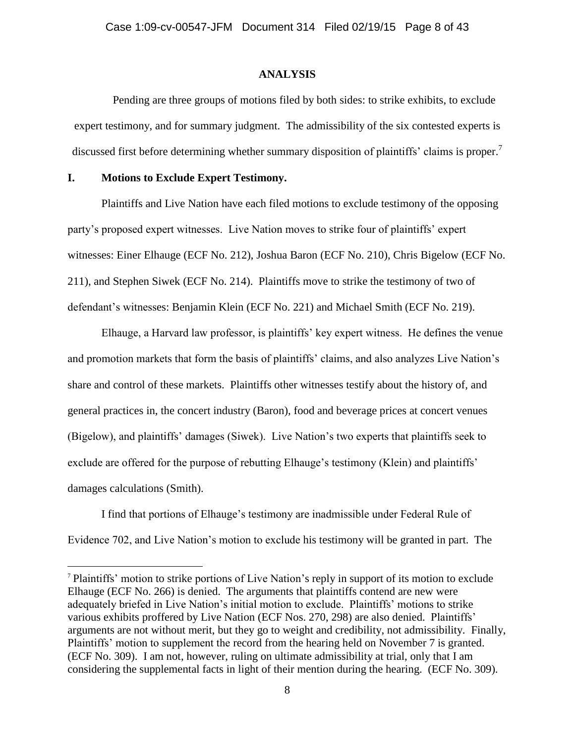## ANALYSIS

Pending are three groups of motions filed by both sides: to strike exhibits, to exclude expert testimony, and for summary judgment. The admissibility of the six contested experts is discussed first before determining whether summary disposition of plaintiffs' claims is proper.[7]

### I. Motions to Exclude Expert Testimony.

Plaintiffs and Live Nation have each filed motions to exclude testimony of the opposing party's proposed expert witnesses. Live Nation moves to strike four of plaintiffs' expert witnesses: Einer Elhauge (ECF No. 212), Joshua Baron (ECF No. 210), Chris Bigelow (ECF No. 211), and Stephen Siwek (ECF No. 214). Plaintiffs move to strike the testimony of two of defendant's witnesses: Benjamin Klein (ECF No. 221) and Michael Smith (ECF No. 219).

Elhauge, a Harvard law professor, is plaintiffs' key expert witness. He defines the venue and promotion markets that form the basis of plaintiffs' claims, and also analyzes Live Nation's share and control of these markets. Plaintiffs other witnesses testify about the history of, and general practices in, the concert industry (Baron), food and beverage prices at concert venues (Bigelow), and plaintiffs' damages (Siwek). Live Nation's two experts that plaintiffs seek to exclude are offered for the purpose of rebutting Elhauge's testimony (Klein) and plaintiffs' damages calculations (Smith).

I find that portions of Elhauge's testimony are inadmissible under Federal Rule of Evidence 702, and Live Nation's motion to exclude his testimony will be granted in part. The

[7] Plaintiffs' motion to strike portions of Live Nation's reply in support of its motion to exclude Elhauge (ECF No. 266) is denied. The arguments that plaintiffs contend are new were adequately briefed in Live Nation's initial motion to exclude. Plaintiffs' motions to strike various exhibits proffered by Live Nation (ECF Nos. 270, 298) are also denied. Plaintiffs' arguments are not without merit, but they go to weight and credibility, not admissibility. Finally, Plaintiffs' motion to supplement the record from the hearing held on November 7 is granted. (ECF No. 309). I am not, however, ruling on ultimate admissibility at trial, only that I am considering the supplemental facts in light of their mention during the hearing. (ECF No. 309).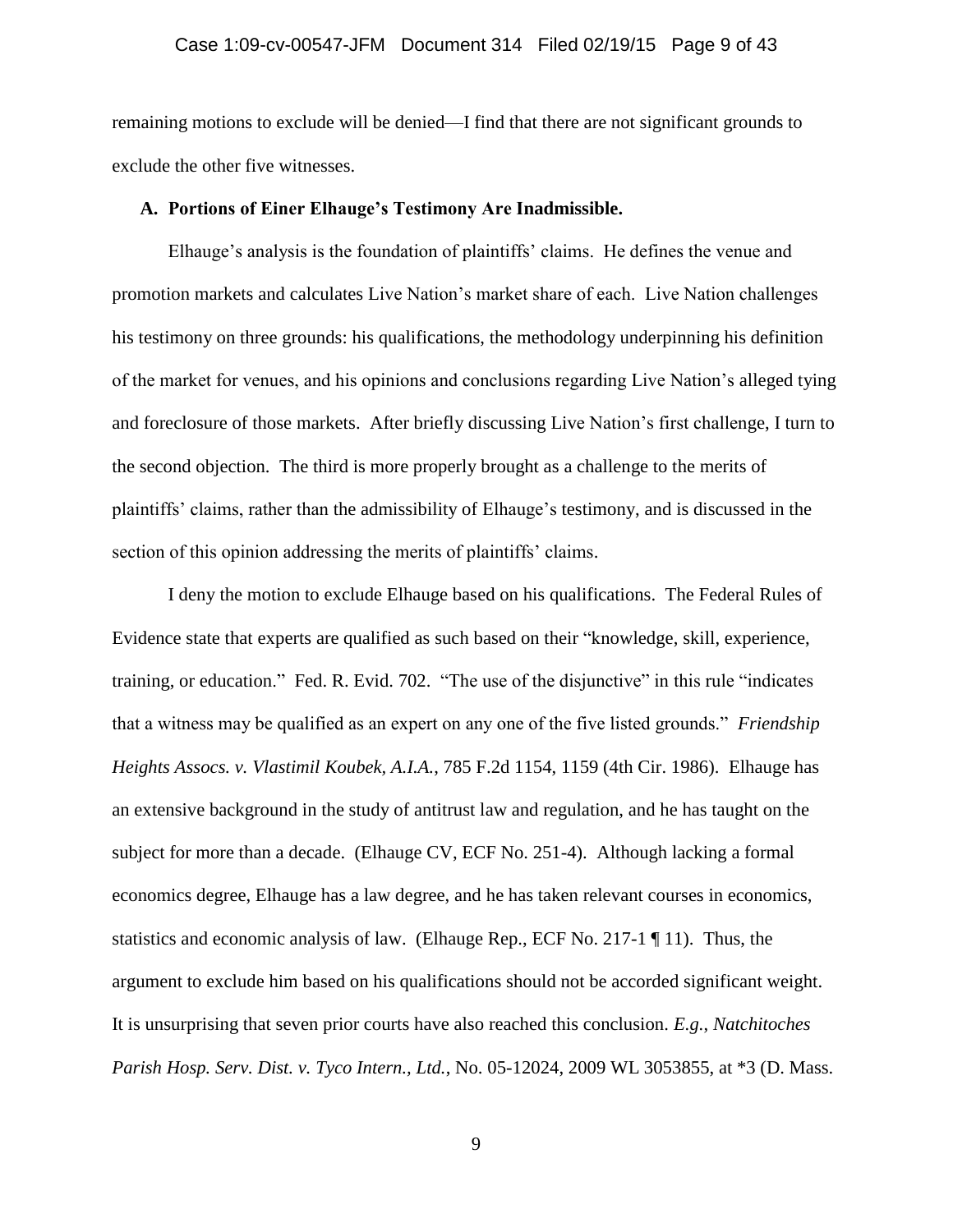remaining motions to exclude will be denied—I find that there are not significant grounds to exclude the other five witnesses.

### A. Portions of Einer Elhauge's Testimony Are Inadmissible.

Elhauge's analysis is the foundation of plaintiffs' claims. He defines the venue and promotion markets and calculates Live Nation's market share of each. Live Nation challenges his testimony on three grounds: his qualifications, the methodology underpinning his definition of the market for venues, and his opinions and conclusions regarding Live Nation's alleged tying and foreclosure of those markets. After briefly discussing Live Nation's first challenge, I turn to the second objection. The third is more properly brought as a challenge to the merits of plaintiffs' claims, rather than the admissibility of Elhauge's testimony, and is discussed in the section of this opinion addressing the merits of plaintiffs' claims.

I deny the motion to exclude Elhauge based on his qualifications. The Federal Rules of Evidence state that experts are qualified as such based on their "knowledge, skill, experience, training, or education." Fed. R. Evid. 702. "The use of the disjunctive" in this rule "indicates that a witness may be qualified as an expert on any one of the five listed grounds." *Friendship Heights Assocs. v. Vlastimil Koubek, A.I.A.*, 785 F.2d 1154, 1159 (4th Cir. 1986). Elhauge has an extensive background in the study of antitrust law and regulation, and he has taught on the subject for more than a decade. (Elhauge CV, ECF No. 251-4). Although lacking a formal economics degree, Elhauge has a law degree, and he has taken relevant courses in economics, statistics and economic analysis of law. (Elhauge Rep., ECF No. 217-1 ¶ 11). Thus, the argument to exclude him based on his qualifications should not be accorded significant weight. It is unsurprising that seven prior courts have also reached this conclusion. *E.g.*, *Natchitoches Parish Hosp. Serv. Dist. v. Tyco Intern., Ltd.*, No. 05-12024, 2009 WL 3053855, at *3 (D. Mass.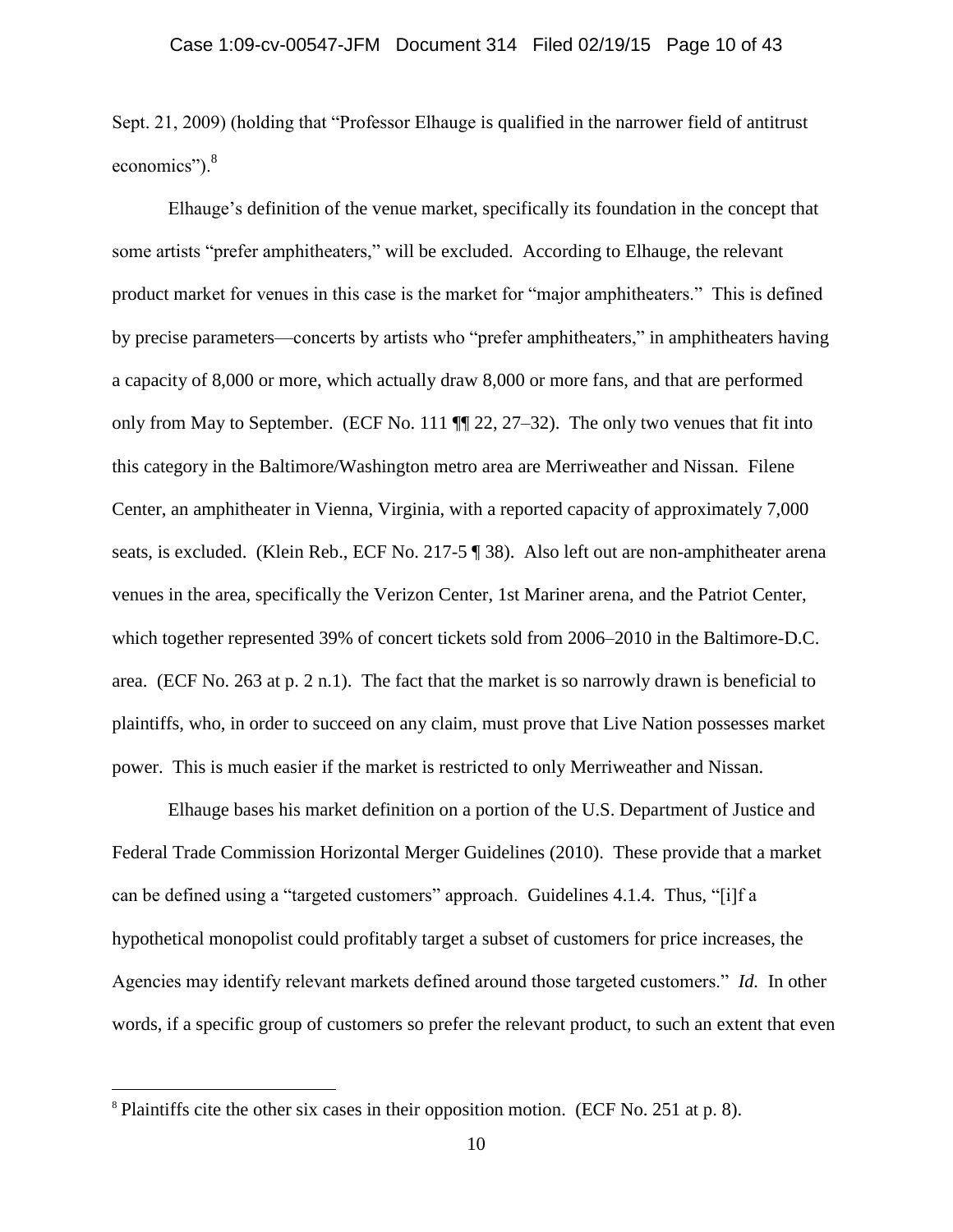Sept. 21, 2009) (holding that "Professor Elhauge is qualified in the narrower field of antitrust economics").[8]

Elhauge's definition of the venue market, specifically its foundation in the concept that some artists "prefer amphitheaters," will be excluded. According to Elhauge, the relevant product market for venues in this case is the market for "major amphitheaters." This is defined by precise parameters—concerts by artists who "prefer amphitheaters," in amphitheaters having a capacity of 8,000 or more, which actually draw 8,000 or more fans, and that are performed only from May to September. (ECF No. 111 ¶¶ 22, 27–32). The only two venues that fit into this category in the Baltimore/Washington metro area are Merriweather and Nissan. Filene Center, an amphitheater in Vienna, Virginia, with a reported capacity of approximately 7,000 seats, is excluded. (Klein Reb., ECF No. 217-5 ¶ 38). Also left out are non-amphitheater arena venues in the area, specifically the Verizon Center, 1st Mariner arena, and the Patriot Center, which together represented 39% of concert tickets sold from 2006–2010 in the Baltimore-D.C. area. (ECF No. 263 at p. 2 n.1). The fact that the market is so narrowly drawn is beneficial to plaintiffs, who, in order to succeed on any claim, must prove that Live Nation possesses market power. This is much easier if the market is restricted to only Merriweather and Nissan.

Elhauge bases his market definition on a portion of the U.S. Department of Justice and Federal Trade Commission Horizontal Merger Guidelines (2010). These provide that a market can be defined using a "targeted customers" approach. Guidelines 4.1.4. Thus, "[i]f a hypothetical monopolist could profitably target a subset of customers for price increases, the Agencies may identify relevant markets defined around those targeted customers." *Id.* In other words, if a specific group of customers so prefer the relevant product, to such an extent that even

[8] Plaintiffs cite the other six cases in their opposition motion. (ECF No. 251 at p. 8).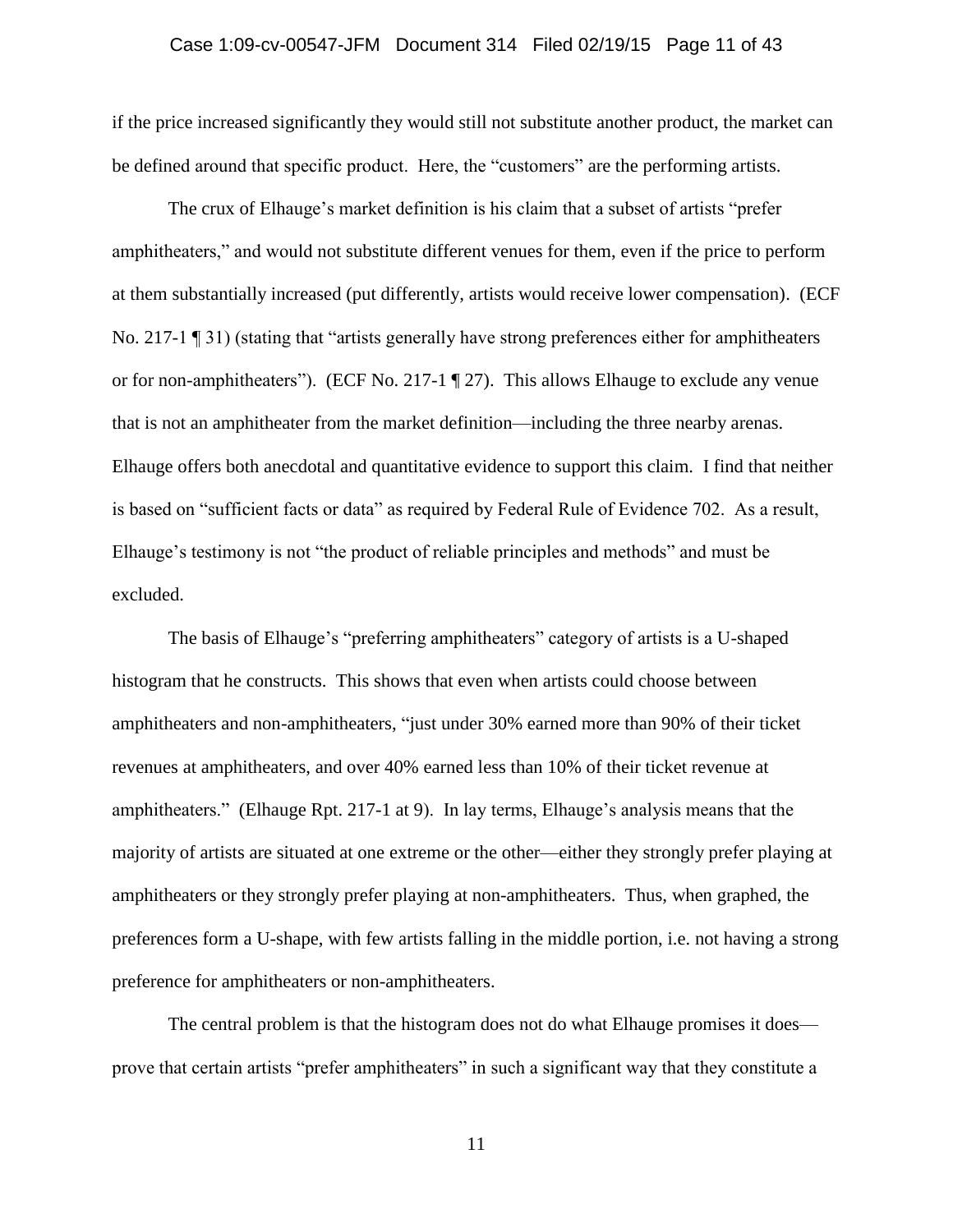if the price increased significantly they would still not substitute another product, the market can be defined around that specific product. Here, the "customers" are the performing artists.

The crux of Elhauge's market definition is his claim that a subset of artists "prefer amphitheaters," and would not substitute different venues for them, even if the price to perform at them substantially increased (put differently, artists would receive lower compensation). (ECF No. 217-1 ¶ 31) (stating that "artists generally have strong preferences either for amphitheaters or for non-amphitheaters"). (ECF No. 217-1 ¶ 27). This allows Elhauge to exclude any venue that is not an amphitheater from the market definition—including the three nearby arenas. Elhauge offers both anecdotal and quantitative evidence to support this claim. I find that neither is based on "sufficient facts or data" as required by Federal Rule of Evidence 702. As a result, Elhauge's testimony is not "the product of reliable principles and methods" and must be excluded.

The basis of Elhauge's "preferring amphitheaters" category of artists is a U-shaped histogram that he constructs. This shows that even when artists could choose between amphitheaters and non-amphitheaters, "just under 30% earned more than 90% of their ticket revenues at amphitheaters, and over 40% earned less than 10% of their ticket revenue at amphitheaters." (Elhauge Rpt. 217-1 at 9). In lay terms, Elhauge's analysis means that the majority of artists are situated at one extreme or the other—either they strongly prefer playing at amphitheaters or they strongly prefer playing at non-amphitheaters. Thus, when graphed, the preferences form a U-shape, with few artists falling in the middle portion, i.e. not having a strong preference for amphitheaters or non-amphitheaters.

The central problem is that the histogram does not do what Elhauge promises it does—prove that certain artists "prefer amphitheaters" in such a significant way that they constitute a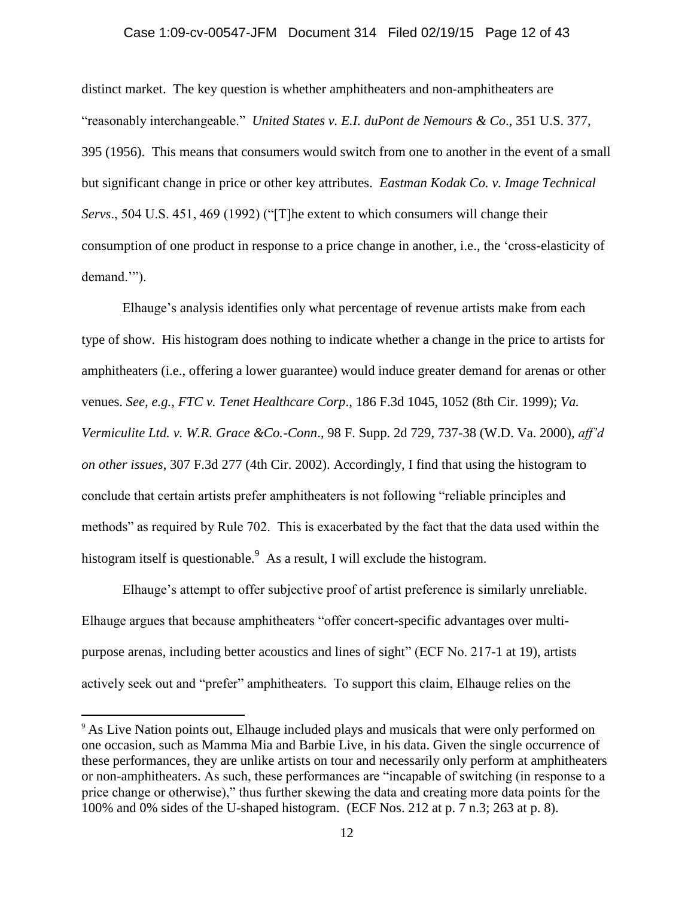distinct market. The key question is whether amphitheaters and non-amphitheaters are "reasonably interchangeable." *United States v. E.I. duPont de Nemours & Co*., 351 U.S. 377, 395 (1956). This means that consumers would switch from one to another in the event of a small but significant change in price or other key attributes. *Eastman Kodak Co. v. Image Technical Servs*., 504 U.S. 451, 469 (1992) ("[T]he extent to which consumers will change their consumption of one product in response to a price change in another, i.e., the 'cross-elasticity of demand.'").

Elhauge's analysis identifies only what percentage of revenue artists make from each type of show. His histogram does nothing to indicate whether a change in the price to artists for amphitheaters (i.e., offering a lower guarantee) would induce greater demand for arenas or other venues. *See, e.g., FTC v. Tenet Healthcare Corp*., 186 F.3d 1045, 1052 (8th Cir. 1999); *Va. Vermiculite Ltd. v. W.R. Grace &Co.-Conn*., 98 F. Supp. 2d 729, 737-38 (W.D. Va. 2000), *aff'd on other issues*, 307 F.3d 277 (4th Cir. 2002). Accordingly, I find that using the histogram to conclude that certain artists prefer amphitheaters is not following "reliable principles and methods" as required by Rule 702. This is exacerbated by the fact that the data used within the histogram itself is questionable.[9] As a result, I will exclude the histogram.

Elhauge's attempt to offer subjective proof of artist preference is similarly unreliable. Elhauge argues that because amphitheaters "offer concert-specific advantages over multi-purpose arenas, including better acoustics and lines of sight" (ECF No. 217-1 at 19), artists actively seek out and "prefer" amphitheaters. To support this claim, Elhauge relies on the

[9] As Live Nation points out, Elhauge included plays and musicals that were only performed on one occasion, such as Mamma Mia and Barbie Live, in his data. Given the single occurrence of these performances, they are unlike artists on tour and necessarily only perform at amphitheaters or non-amphitheaters. As such, these performances are "incapable of switching (in response to a price change or otherwise)," thus further skewing the data and creating more data points for the 100% and 0% sides of the U-shaped histogram. (ECF Nos. 212 at p. 7 n.3; 263 at p. 8).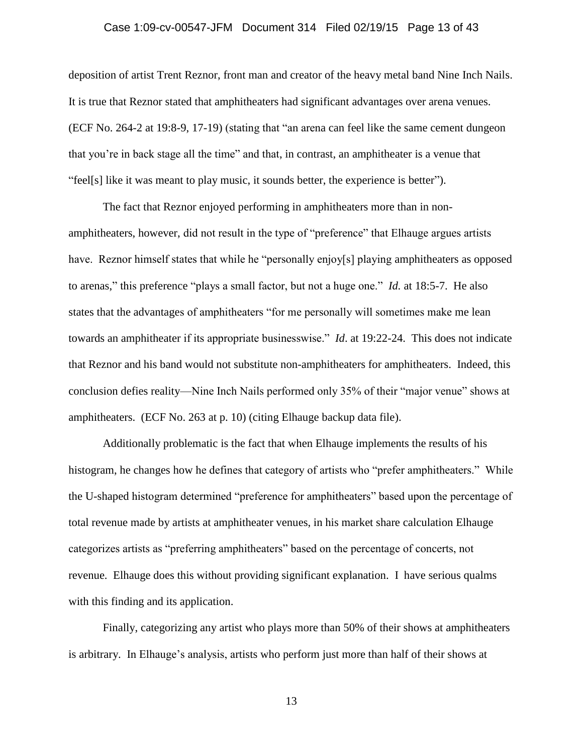deposition of artist Trent Reznor, front man and creator of the heavy metal band Nine Inch Nails. It is true that Reznor stated that amphitheaters had significant advantages over arena venues. (ECF No. 264-2 at 19:8-9, 17-19) (stating that "an arena can feel like the same cement dungeon that you're in back stage all the time" and that, in contrast, an amphitheater is a venue that "feel[s] like it was meant to play music, it sounds better, the experience is better").

The fact that Reznor enjoyed performing in amphitheaters more than in non-amphitheaters, however, did not result in the type of "preference" that Elhauge argues artists have. Reznor himself states that while he "personally enjoy[s] playing amphitheaters as opposed to arenas," this preference "plays a small factor, but not a huge one." *Id.* at 18:5-7. He also states that the advantages of amphitheaters "for me personally will sometimes make me lean towards an amphitheater if its appropriate businesswise." *Id*. at 19:22-24. This does not indicate that Reznor and his band would not substitute non-amphitheaters for amphitheaters. Indeed, this conclusion defies reality—Nine Inch Nails performed only 35% of their "major venue" shows at amphitheaters. (ECF No. 263 at p. 10) (citing Elhauge backup data file).

Additionally problematic is the fact that when Elhauge implements the results of his histogram, he changes how he defines that category of artists who "prefer amphitheaters." While the U-shaped histogram determined "preference for amphitheaters" based upon the percentage of total revenue made by artists at amphitheater venues, in his market share calculation Elhauge categorizes artists as "preferring amphitheaters" based on the percentage of concerts, not revenue. Elhauge does this without providing significant explanation. I have serious qualms with this finding and its application.

Finally, categorizing any artist who plays more than 50% of their shows at amphitheaters is arbitrary. In Elhauge's analysis, artists who perform just more than half of their shows at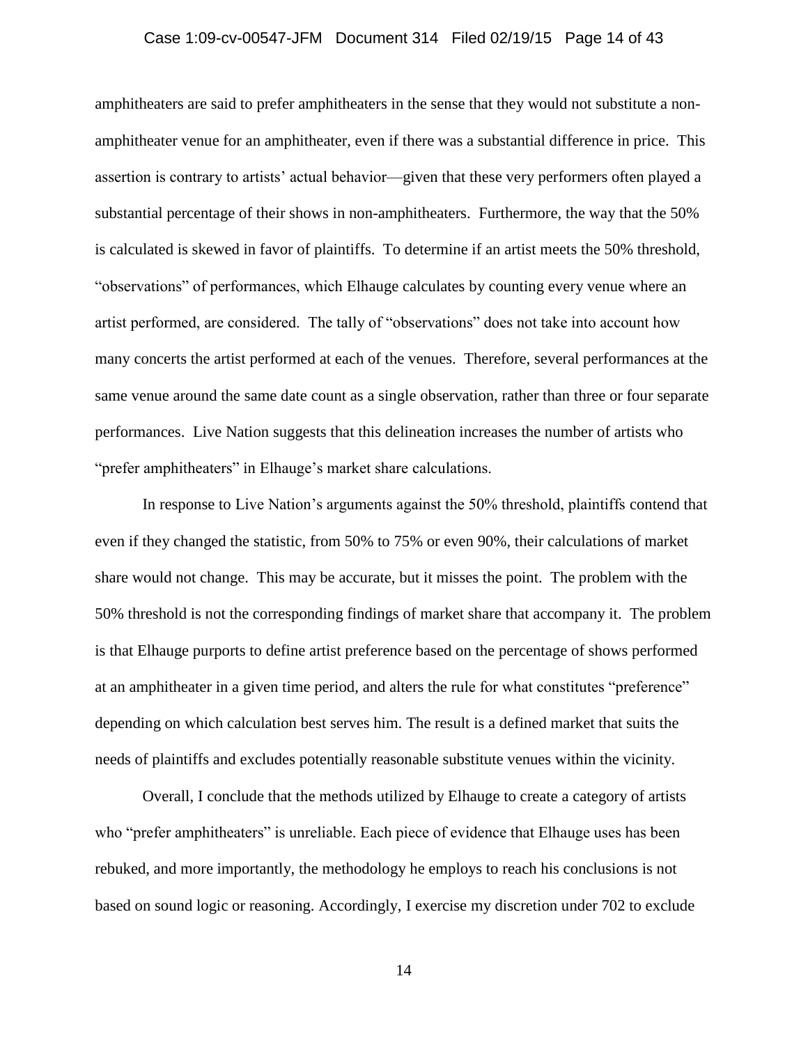amphitheaters are said to prefer amphitheaters in the sense that they would not substitute a non-amphitheater venue for an amphitheater, even if there was a substantial difference in price. This assertion is contrary to artists' actual behavior—given that these very performers often played a substantial percentage of their shows in non-amphitheaters. Furthermore, the way that the 50% is calculated is skewed in favor of plaintiffs. To determine if an artist meets the 50% threshold, "observations" of performances, which Elhauge calculates by counting every venue where an artist performed, are considered. The tally of "observations" does not take into account how many concerts the artist performed at each of the venues. Therefore, several performances at the same venue around the same date count as a single observation, rather than three or four separate performances. Live Nation suggests that this delineation increases the number of artists who "prefer amphitheaters" in Elhauge's market share calculations.

In response to Live Nation's arguments against the 50% threshold, plaintiffs contend that even if they changed the statistic, from 50% to 75% or even 90%, their calculations of market share would not change. This may be accurate, but it misses the point. The problem with the 50% threshold is not the corresponding findings of market share that accompany it. The problem is that Elhauge purports to define artist preference based on the percentage of shows performed at an amphitheater in a given time period, and alters the rule for what constitutes "preference" depending on which calculation best serves him. The result is a defined market that suits the needs of plaintiffs and excludes potentially reasonable substitute venues within the vicinity.

Overall, I conclude that the methods utilized by Elhauge to create a category of artists who "prefer amphitheaters" is unreliable. Each piece of evidence that Elhauge uses has been rebuked, and more importantly, the methodology he employs to reach his conclusions is not based on sound logic or reasoning. Accordingly, I exercise my discretion under 702 to exclude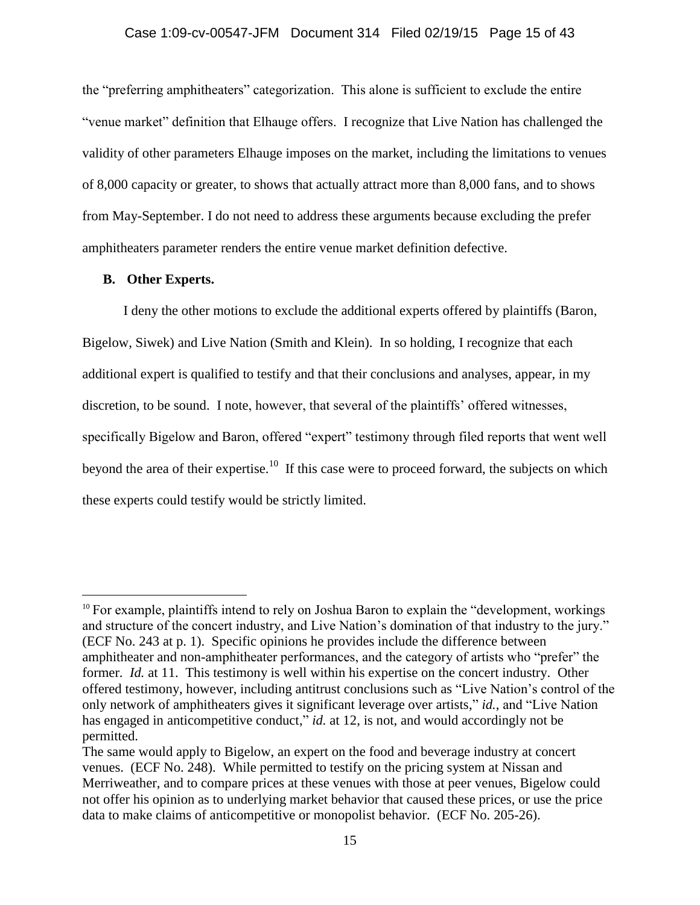the "preferring amphitheaters" categorization. This alone is sufficient to exclude the entire "venue market" definition that Elhauge offers. I recognize that Live Nation has challenged the validity of other parameters Elhauge imposes on the market, including the limitations to venues of 8,000 capacity or greater, to shows that actually attract more than 8,000 fans, and to shows from May-September. I do not need to address these arguments because excluding the prefer amphitheaters parameter renders the entire venue market definition defective.

**B. Other Experts.**

I deny the other motions to exclude the additional experts offered by plaintiffs (Baron, Bigelow, Siwek) and Live Nation (Smith and Klein). In so holding, I recognize that each additional expert is qualified to testify and that their conclusions and analyses, appear, in my discretion, to be sound. I note, however, that several of the plaintiffs' offered witnesses, specifically Bigelow and Baron, offered "expert" testimony through filed reports that went well beyond the area of their expertise.[10] If this case were to proceed forward, the subjects on which these experts could testify would be strictly limited.

---

[10] For example, plaintiffs intend to rely on Joshua Baron to explain the "development, workings and structure of the concert industry, and Live Nation's domination of that industry to the jury." (ECF No. 243 at p. 1). Specific opinions he provides include the difference between amphitheater and non-amphitheater performances, and the category of artists who "prefer" the former. *Id.* at 11. This testimony is well within his expertise on the concert industry. Other offered testimony, however, including antitrust conclusions such as "Live Nation's control of the only network of amphitheaters gives it significant leverage over artists," *id.*, and "Live Nation has engaged in anticompetitive conduct," *id.* at 12, is not, and would accordingly not be permitted.

The same would apply to Bigelow, an expert on the food and beverage industry at concert venues. (ECF No. 248). While permitted to testify on the pricing system at Nissan and Merriweather, and to compare prices at these venues with those at peer venues, Bigelow could not offer his opinion as to underlying market behavior that caused these prices, or use the price data to make claims of anticompetitive or monopolist behavior. (ECF No. 205-26).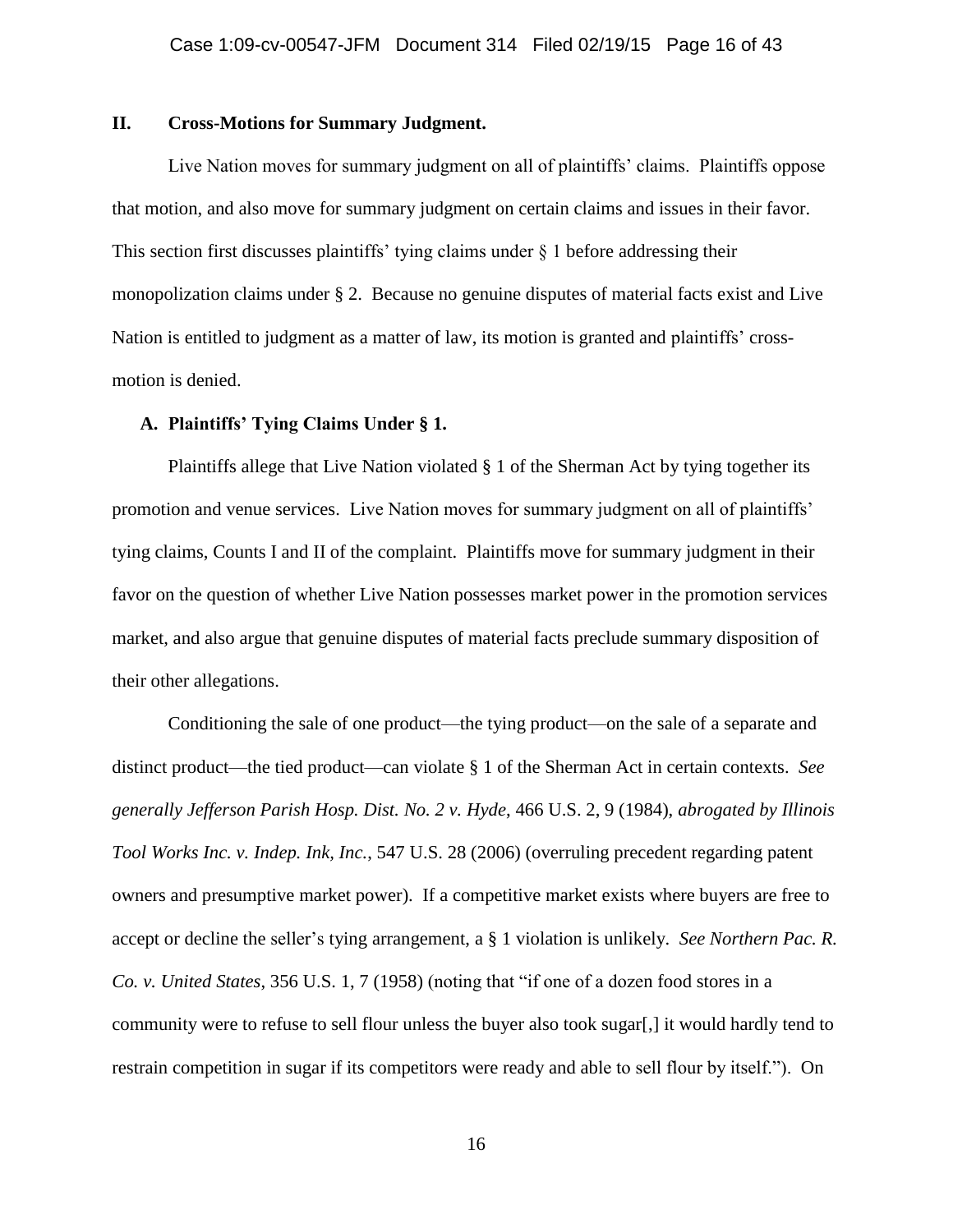## II. Cross-Motions for Summary Judgment.

Live Nation moves for summary judgment on all of plaintiffs' claims. Plaintiffs oppose that motion, and also move for summary judgment on certain claims and issues in their favor. This section first discusses plaintiffs' tying claims under § 1 before addressing their monopolization claims under § 2. Because no genuine disputes of material facts exist and Live Nation is entitled to judgment as a matter of law, its motion is granted and plaintiffs' cross-motion is denied.

### A. Plaintiffs' Tying Claims Under § 1.

Plaintiffs allege that Live Nation violated § 1 of the Sherman Act by tying together its promotion and venue services. Live Nation moves for summary judgment on all of plaintiffs' tying claims, Counts I and II of the complaint. Plaintiffs move for summary judgment in their favor on the question of whether Live Nation possesses market power in the promotion services market, and also argue that genuine disputes of material facts preclude summary disposition of their other allegations.

Conditioning the sale of one product—the tying product—on the sale of a separate and distinct product—the tied product—can violate § 1 of the Sherman Act in certain contexts. *See generally Jefferson Parish Hosp. Dist. No. 2 v. Hyde*, 466 U.S. 2, 9 (1984), *abrogated by Illinois Tool Works Inc. v. Indep. Ink, Inc.*, 547 U.S. 28 (2006) (overruling precedent regarding patent owners and presumptive market power). If a competitive market exists where buyers are free to accept or decline the seller's tying arrangement, a § 1 violation is unlikely. *See Northern Pac. R. Co. v. United States*, 356 U.S. 1, 7 (1958) (noting that "if one of a dozen food stores in a community were to refuse to sell flour unless the buyer also took sugar[,] it would hardly tend to restrain competition in sugar if its competitors were ready and able to sell flour by itself."). On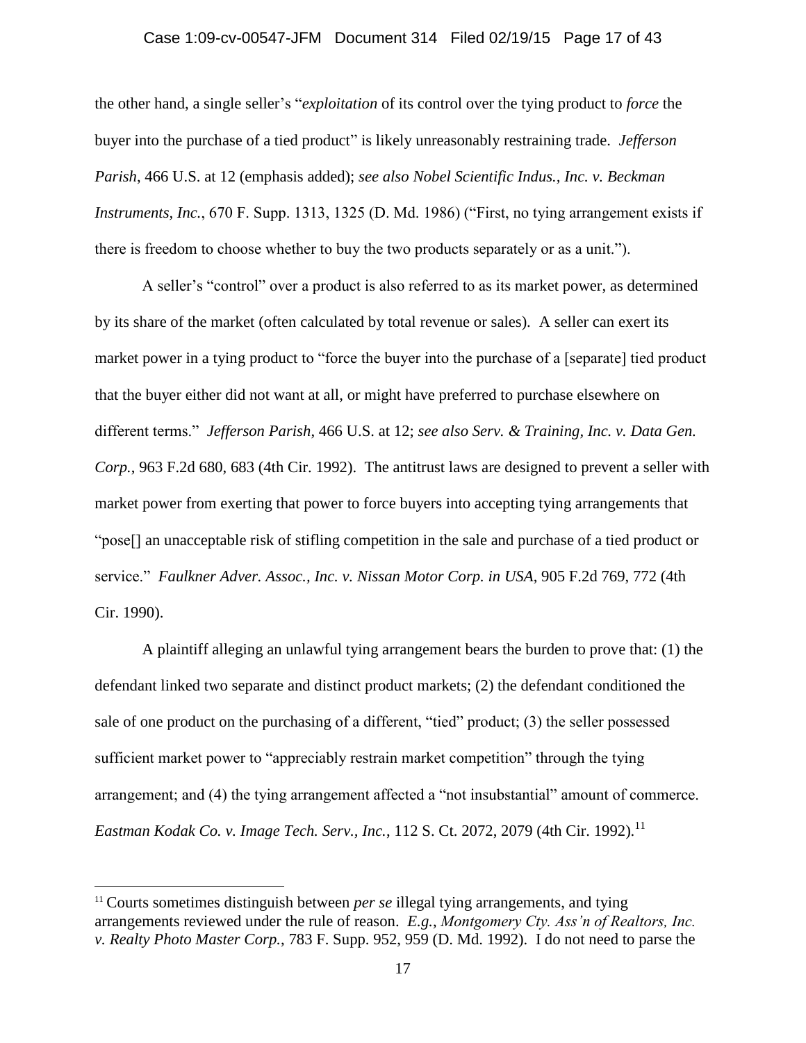the other hand, a single seller's "*exploitation* of its control over the tying product to *force* the buyer into the purchase of a tied product" is likely unreasonably restraining trade. *Jefferson Parish*, 466 U.S. at 12 (emphasis added); *see also Nobel Scientific Indus., Inc. v. Beckman Instruments, Inc.*, 670 F. Supp. 1313, 1325 (D. Md. 1986) ("First, no tying arrangement exists if there is freedom to choose whether to buy the two products separately or as a unit.").

A seller's "control" over a product is also referred to as its market power, as determined by its share of the market (often calculated by total revenue or sales). A seller can exert its market power in a tying product to "force the buyer into the purchase of a [separate] tied product that the buyer either did not want at all, or might have preferred to purchase elsewhere on different terms." *Jefferson Parish*, 466 U.S. at 12; *see also Serv. & Training, Inc. v. Data Gen. Corp.*, 963 F.2d 680, 683 (4th Cir. 1992). The antitrust laws are designed to prevent a seller with market power from exerting that power to force buyers into accepting tying arrangements that "pose[] an unacceptable risk of stifling competition in the sale and purchase of a tied product or service." *Faulkner Adver. Assoc., Inc. v. Nissan Motor Corp. in USA*, 905 F.2d 769, 772 (4th Cir. 1990).

A plaintiff alleging an unlawful tying arrangement bears the burden to prove that: (1) the defendant linked two separate and distinct product markets; (2) the defendant conditioned the sale of one product on the purchasing of a different, "tied" product; (3) the seller possessed sufficient market power to "appreciably restrain market competition" through the tying arrangement; and (4) the tying arrangement affected a "not insubstantial" amount of commerce. *Eastman Kodak Co. v. Image Tech. Serv., Inc.*, 112 S. Ct. 2072, 2079 (4th Cir. 1992).[11]

[11] Courts sometimes distinguish between *per se* illegal tying arrangements, and tying arrangements reviewed under the rule of reason. *E.g.*, *Montgomery Cty. Ass'n of Realtors, Inc. v. Realty Photo Master Corp.*, 783 F. Supp. 952, 959 (D. Md. 1992). I do not need to parse the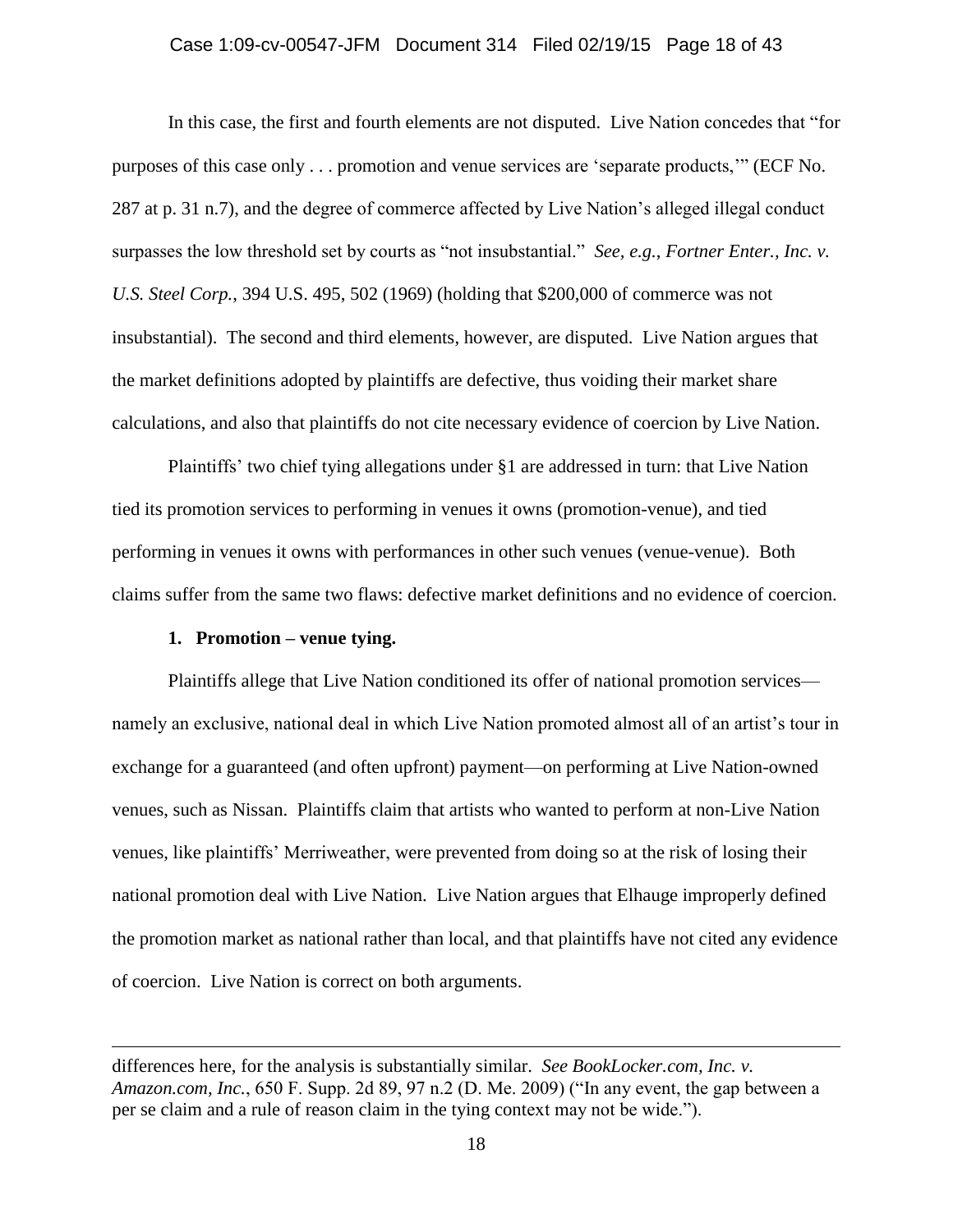In this case, the first and fourth elements are not disputed. Live Nation concedes that "for purposes of this case only . . . promotion and venue services are 'separate products,'" (ECF No. 287 at p. 31 n.7), and the degree of commerce affected by Live Nation's alleged illegal conduct surpasses the low threshold set by courts as "not insubstantial." *See, e.g.*, *Fortner Enter., Inc. v. U.S. Steel Corp.*, 394 U.S. 495, 502 (1969) (holding that $200,000 of commerce was not insubstantial). The second and third elements, however, are disputed. Live Nation argues that the market definitions adopted by plaintiffs are defective, thus voiding their market share calculations, and also that plaintiffs do not cite necessary evidence of coercion by Live Nation.

Plaintiffs' two chief tying allegations under §1 are addressed in turn: that Live Nation tied its promotion services to performing in venues it owns (promotion-venue), and tied performing in venues it owns with performances in other such venues (venue-venue). Both claims suffer from the same two flaws: defective market definitions and no evidence of coercion.

**1. Promotion – venue tying.**

Plaintiffs allege that Live Nation conditioned its offer of national promotion services—namely an exclusive, national deal in which Live Nation promoted almost all of an artist's tour in exchange for a guaranteed (and often upfront) payment—on performing at Live Nation-owned venues, such as Nissan. Plaintiffs claim that artists who wanted to perform at non-Live Nation venues, like plaintiffs' Merriweather, were prevented from doing so at the risk of losing their national promotion deal with Live Nation. Live Nation argues that Elhauge improperly defined the promotion market as national rather than local, and that plaintiffs have not cited any evidence of coercion. Live Nation is correct on both arguments.

---

differences here, for the analysis is substantially similar. *See BookLocker.com, Inc. v. Amazon.com, Inc.*, 650 F. Supp. 2d 89, 97 n.2 (D. Me. 2009) ("In any event, the gap between a per se claim and a rule of reason claim in the tying context may not be wide.").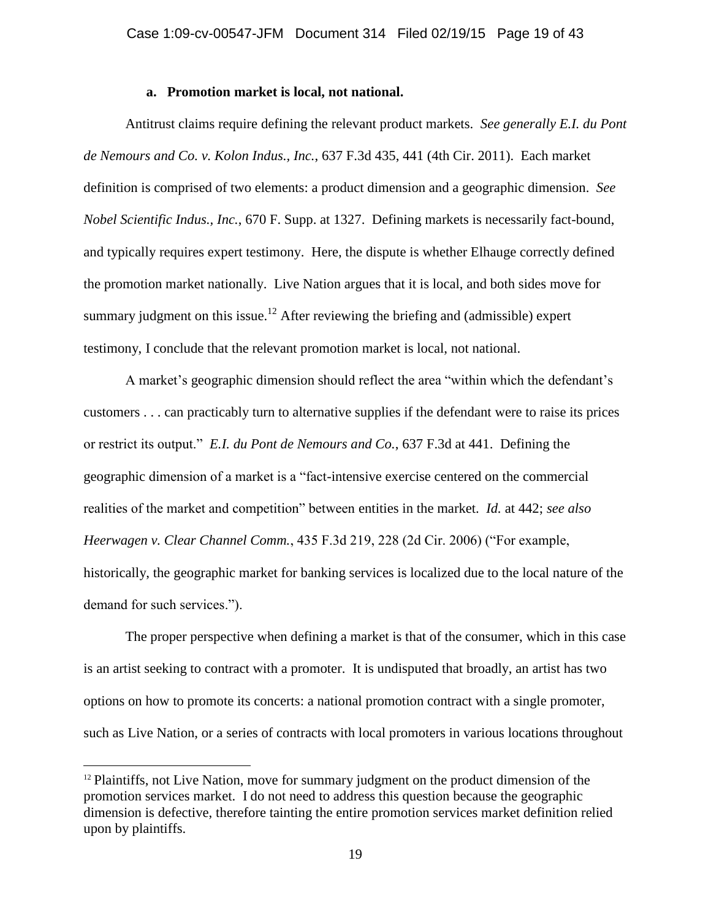### a. Promotion market is local, not national.

Antitrust claims require defining the relevant product markets. *See generally E.I. du Pont de Nemours and Co. v. Kolon Indus., Inc.*, 637 F.3d 435, 441 (4th Cir. 2011). Each market definition is comprised of two elements: a product dimension and a geographic dimension. *See Nobel Scientific Indus., Inc.*, 670 F. Supp. at 1327. Defining markets is necessarily fact-bound, and typically requires expert testimony. Here, the dispute is whether Elhauge correctly defined the promotion market nationally. Live Nation argues that it is local, and both sides move for summary judgment on this issue.[12] After reviewing the briefing and (admissible) expert testimony, I conclude that the relevant promotion market is local, not national.

A market's geographic dimension should reflect the area "within which the defendant's customers . . . can practicably turn to alternative supplies if the defendant were to raise its prices or restrict its output." *E.I. du Pont de Nemours and Co.*, 637 F.3d at 441. Defining the geographic dimension of a market is a "fact-intensive exercise centered on the commercial realities of the market and competition" between entities in the market. *Id.* at 442; *see also Heerwagen v. Clear Channel Comm.*, 435 F.3d 219, 228 (2d Cir. 2006) ("For example, historically, the geographic market for banking services is localized due to the local nature of the demand for such services.").

The proper perspective when defining a market is that of the consumer, which in this case is an artist seeking to contract with a promoter. It is undisputed that broadly, an artist has two options on how to promote its concerts: a national promotion contract with a single promoter, such as Live Nation, or a series of contracts with local promoters in various locations throughout

---

[12] Plaintiffs, not Live Nation, move for summary judgment on the product dimension of the promotion services market. I do not need to address this question because the geographic dimension is defective, therefore tainting the entire promotion services market definition relied upon by plaintiffs.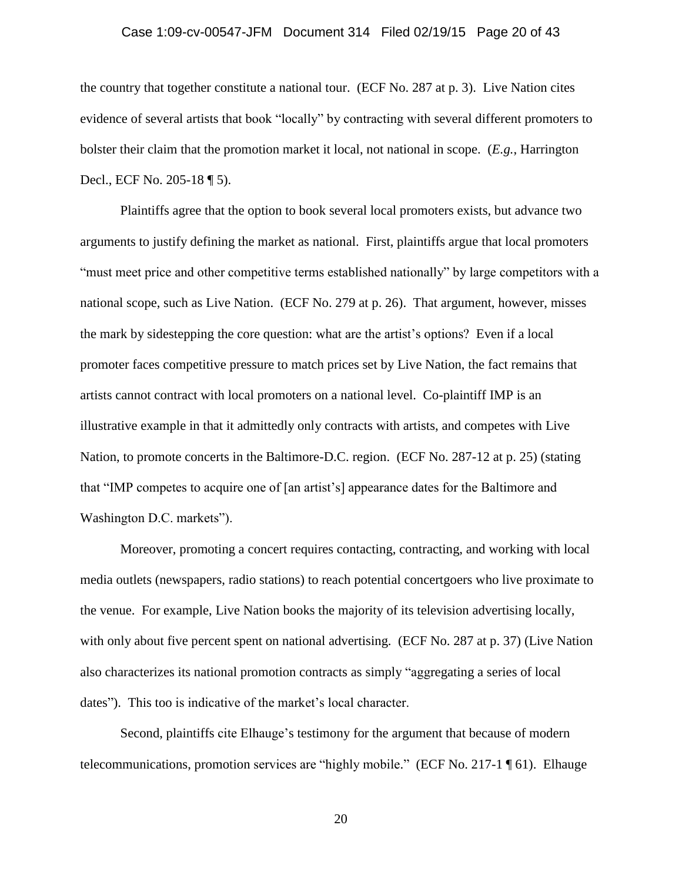the country that together constitute a national tour. (ECF No. 287 at p. 3). Live Nation cites evidence of several artists that book "locally" by contracting with several different promoters to bolster their claim that the promotion market it local, not national in scope. (*E.g.*, Harrington Decl., ECF No. 205-18 ¶ 5).

Plaintiffs agree that the option to book several local promoters exists, but advance two arguments to justify defining the market as national. First, plaintiffs argue that local promoters "must meet price and other competitive terms established nationally" by large competitors with a national scope, such as Live Nation. (ECF No. 279 at p. 26). That argument, however, misses the mark by sidestepping the core question: what are the artist's options? Even if a local promoter faces competitive pressure to match prices set by Live Nation, the fact remains that artists cannot contract with local promoters on a national level. Co-plaintiff IMP is an illustrative example in that it admittedly only contracts with artists, and competes with Live Nation, to promote concerts in the Baltimore-D.C. region. (ECF No. 287-12 at p. 25) (stating that "IMP competes to acquire one of [an artist's] appearance dates for the Baltimore and Washington D.C. markets").

Moreover, promoting a concert requires contacting, contracting, and working with local media outlets (newspapers, radio stations) to reach potential concertgoers who live proximate to the venue. For example, Live Nation books the majority of its television advertising locally, with only about five percent spent on national advertising. (ECF No. 287 at p. 37) (Live Nation also characterizes its national promotion contracts as simply "aggregating a series of local dates"). This too is indicative of the market's local character.

Second, plaintiffs cite Elhauge's testimony for the argument that because of modern telecommunications, promotion services are "highly mobile." (ECF No. 217-1 ¶ 61). Elhauge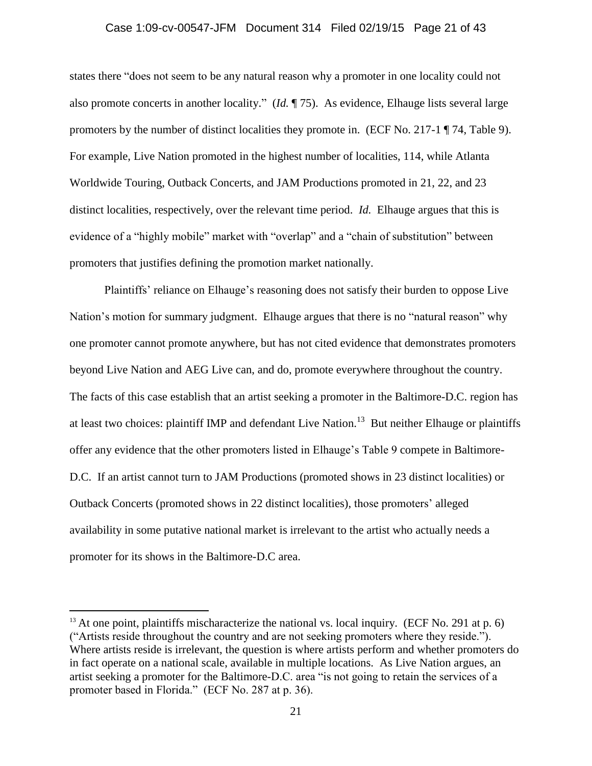states there "does not seem to be any natural reason why a promoter in one locality could not also promote concerts in another locality." (*Id.* ¶ 75). As evidence, Elhauge lists several large promoters by the number of distinct localities they promote in. (ECF No. 217-1 ¶ 74, Table 9). For example, Live Nation promoted in the highest number of localities, 114, while Atlanta Worldwide Touring, Outback Concerts, and JAM Productions promoted in 21, 22, and 23 distinct localities, respectively, over the relevant time period. *Id.* Elhauge argues that this is evidence of a "highly mobile" market with "overlap" and a "chain of substitution" between promoters that justifies defining the promotion market nationally.

Plaintiffs' reliance on Elhauge's reasoning does not satisfy their burden to oppose Live Nation's motion for summary judgment. Elhauge argues that there is no "natural reason" why one promoter cannot promote anywhere, but has not cited evidence that demonstrates promoters beyond Live Nation and AEG Live can, and do, promote everywhere throughout the country. The facts of this case establish that an artist seeking a promoter in the Baltimore-D.C. region has at least two choices: plaintiff IMP and defendant Live Nation.[13] But neither Elhauge or plaintiffs offer any evidence that the other promoters listed in Elhauge's Table 9 compete in Baltimore-D.C. If an artist cannot turn to JAM Productions (promoted shows in 23 distinct localities) or Outback Concerts (promoted shows in 22 distinct localities), those promoters' alleged availability in some putative national market is irrelevant to the artist who actually needs a promoter for its shows in the Baltimore-D.C area.

[13] At one point, plaintiffs mischaracterize the national vs. local inquiry. (ECF No. 291 at p. 6) ("Artists reside throughout the country and are not seeking promoters where they reside."). Where artists reside is irrelevant, the question is where artists perform and whether promoters do in fact operate on a national scale, available in multiple locations. As Live Nation argues, an artist seeking a promoter for the Baltimore-D.C. area "is not going to retain the services of a promoter based in Florida." (ECF No. 287 at p. 36).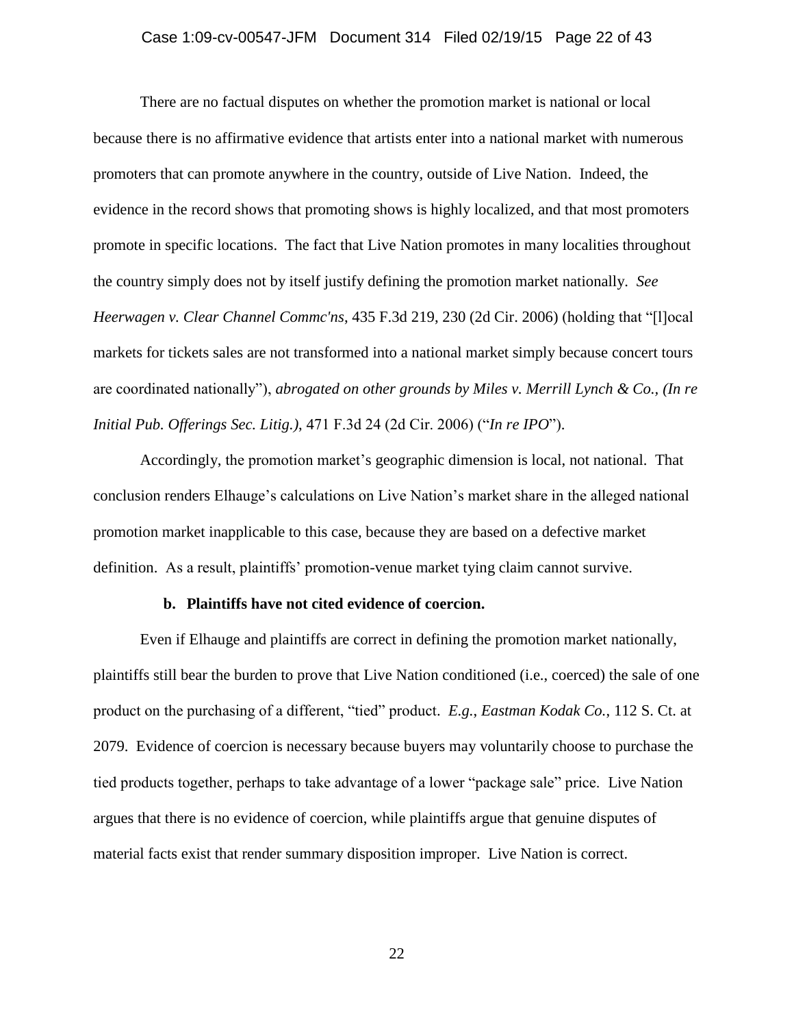There are no factual disputes on whether the promotion market is national or local because there is no affirmative evidence that artists enter into a national market with numerous promoters that can promote anywhere in the country, outside of Live Nation. Indeed, the evidence in the record shows that promoting shows is highly localized, and that most promoters promote in specific locations. The fact that Live Nation promotes in many localities throughout the country simply does not by itself justify defining the promotion market nationally. *See Heerwagen v. Clear Channel Commc'ns*, 435 F.3d 219, 230 (2d Cir. 2006) (holding that "[l]ocal markets for tickets sales are not transformed into a national market simply because concert tours are coordinated nationally"), *abrogated on other grounds by Miles v. Merrill Lynch & Co., (In re Initial Pub. Offerings Sec. Litig.)*, 471 F.3d 24 (2d Cir. 2006) ("*In re IPO*").

Accordingly, the promotion market's geographic dimension is local, not national. That conclusion renders Elhauge's calculations on Live Nation's market share in the alleged national promotion market inapplicable to this case, because they are based on a defective market definition. As a result, plaintiffs' promotion-venue market tying claim cannot survive.

**b. Plaintiffs have not cited evidence of coercion.**

Even if Elhauge and plaintiffs are correct in defining the promotion market nationally, plaintiffs still bear the burden to prove that Live Nation conditioned (i.e., coerced) the sale of one product on the purchasing of a different, "tied" product. *E.g.*, *Eastman Kodak Co.*, 112 S. Ct. at 2079. Evidence of coercion is necessary because buyers may voluntarily choose to purchase the tied products together, perhaps to take advantage of a lower "package sale" price. Live Nation argues that there is no evidence of coercion, while plaintiffs argue that genuine disputes of material facts exist that render summary disposition improper. Live Nation is correct.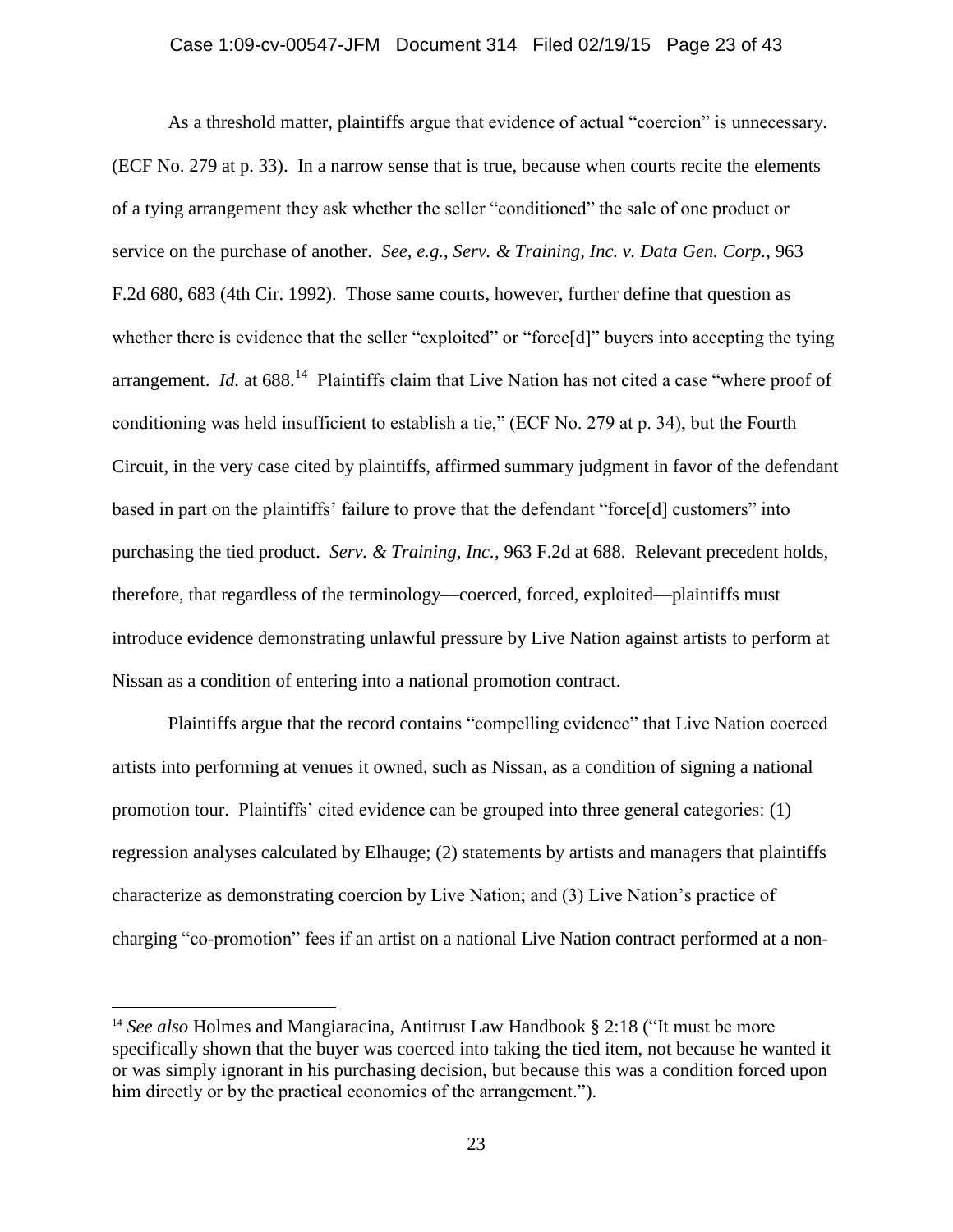As a threshold matter, plaintiffs argue that evidence of actual "coercion" is unnecessary. (ECF No. 279 at p. 33). In a narrow sense that is true, because when courts recite the elements of a tying arrangement they ask whether the seller "conditioned" the sale of one product or service on the purchase of another. *See, e.g.*, *Serv. & Training, Inc. v. Data Gen. Corp.*, 963 F.2d 680, 683 (4th Cir. 1992). Those same courts, however, further define that question as whether there is evidence that the seller "exploited" or "force[d]" buyers into accepting the tying arrangement. *Id.* at 688.[14] Plaintiffs claim that Live Nation has not cited a case "where proof of conditioning was held insufficient to establish a tie," (ECF No. 279 at p. 34), but the Fourth Circuit, in the very case cited by plaintiffs, affirmed summary judgment in favor of the defendant based in part on the plaintiffs' failure to prove that the defendant "force[d] customers" into purchasing the tied product. *Serv. & Training, Inc.*, 963 F.2d at 688. Relevant precedent holds, therefore, that regardless of the terminology—coerced, forced, exploited—plaintiffs must introduce evidence demonstrating unlawful pressure by Live Nation against artists to perform at Nissan as a condition of entering into a national promotion contract.

Plaintiffs argue that the record contains "compelling evidence" that Live Nation coerced artists into performing at venues it owned, such as Nissan, as a condition of signing a national promotion tour. Plaintiffs' cited evidence can be grouped into three general categories: (1) regression analyses calculated by Elhauge; (2) statements by artists and managers that plaintiffs characterize as demonstrating coercion by Live Nation; and (3) Live Nation's practice of charging "co-promotion" fees if an artist on a national Live Nation contract performed at a non-

---

[14] *See also* Holmes and Mangiaracina, Antitrust Law Handbook § 2:18 ("It must be more specifically shown that the buyer was coerced into taking the tied item, not because he wanted it or was simply ignorant in his purchasing decision, but because this was a condition forced upon him directly or by the practical economics of the arrangement.").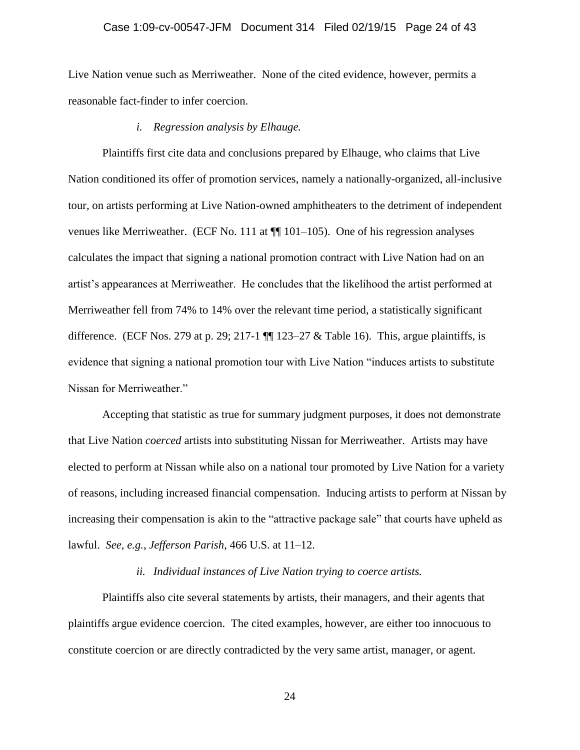Live Nation venue such as Merriweather. None of the cited evidence, however, permits a reasonable fact-finder to infer coercion.

*i. Regression analysis by Elhauge.*

Plaintiffs first cite data and conclusions prepared by Elhauge, who claims that Live Nation conditioned its offer of promotion services, namely a nationally-organized, all-inclusive tour, on artists performing at Live Nation-owned amphitheaters to the detriment of independent venues like Merriweather. (ECF No. 111 at ¶¶ 101–105). One of his regression analyses calculates the impact that signing a national promotion contract with Live Nation had on an artist's appearances at Merriweather. He concludes that the likelihood the artist performed at Merriweather fell from 74% to 14% over the relevant time period, a statistically significant difference. (ECF Nos. 279 at p. 29; 217-1 ¶¶ 123–27 & Table 16). This, argue plaintiffs, is evidence that signing a national promotion tour with Live Nation "induces artists to substitute Nissan for Merriweather."

Accepting that statistic as true for summary judgment purposes, it does not demonstrate that Live Nation *coerced* artists into substituting Nissan for Merriweather. Artists may have elected to perform at Nissan while also on a national tour promoted by Live Nation for a variety of reasons, including increased financial compensation. Inducing artists to perform at Nissan by increasing their compensation is akin to the "attractive package sale" that courts have upheld as lawful. *See, e.g.*, *Jefferson Parish*, 466 U.S. at 11–12.

*ii. Individual instances of Live Nation trying to coerce artists.*

Plaintiffs also cite several statements by artists, their managers, and their agents that plaintiffs argue evidence coercion. The cited examples, however, are either too innocuous to constitute coercion or are directly contradicted by the very same artist, manager, or agent.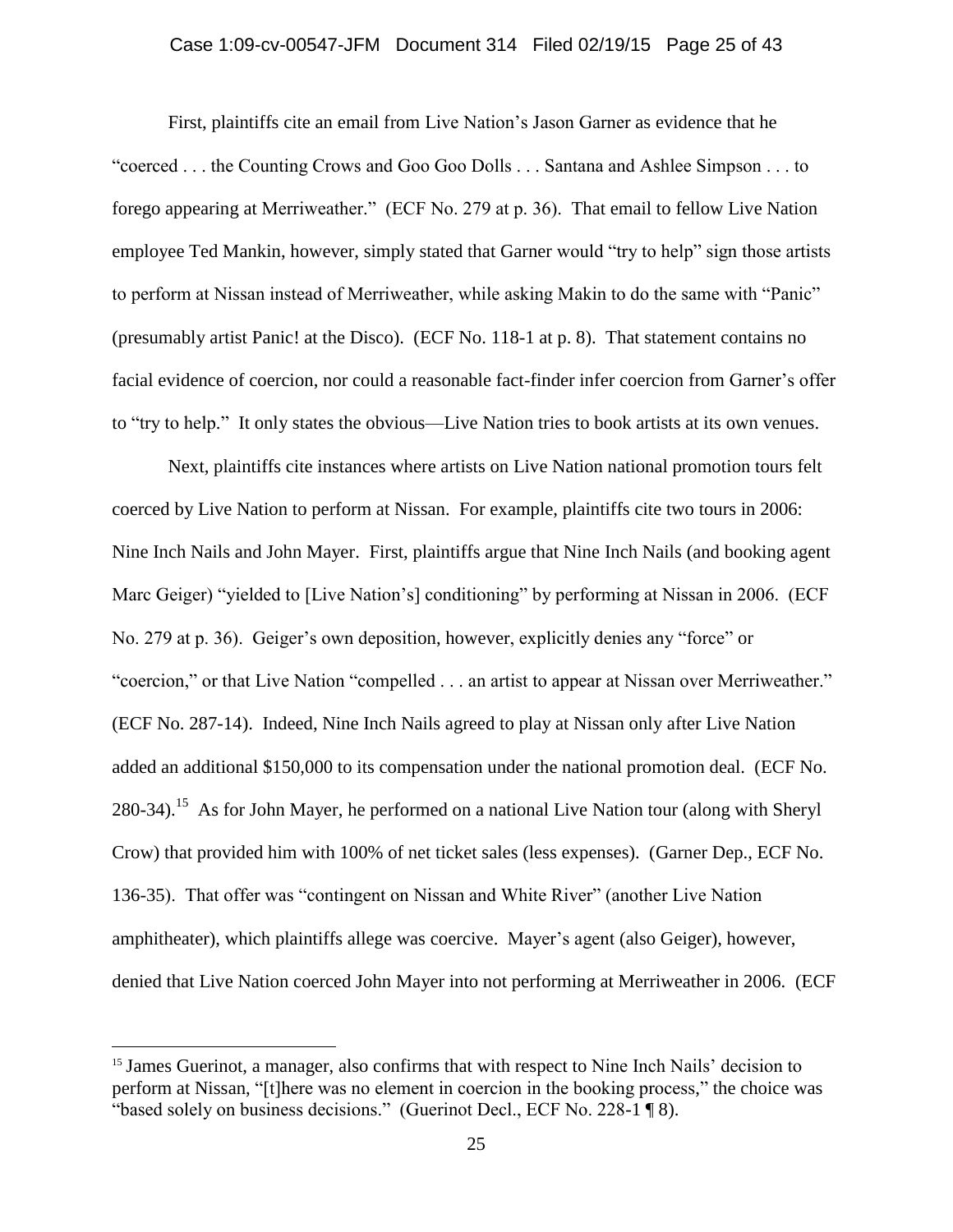First, plaintiffs cite an email from Live Nation's Jason Garner as evidence that he "coerced . . . the Counting Crows and Goo Goo Dolls . . . Santana and Ashlee Simpson . . . to forego appearing at Merriweather." (ECF No. 279 at p. 36). That email to fellow Live Nation employee Ted Mankin, however, simply stated that Garner would "try to help" sign those artists to perform at Nissan instead of Merriweather, while asking Makin to do the same with "Panic" (presumably artist Panic! at the Disco). (ECF No. 118-1 at p. 8). That statement contains no facial evidence of coercion, nor could a reasonable fact-finder infer coercion from Garner's offer to "try to help." It only states the obvious—Live Nation tries to book artists at its own venues.

Next, plaintiffs cite instances where artists on Live Nation national promotion tours felt coerced by Live Nation to perform at Nissan. For example, plaintiffs cite two tours in 2006: Nine Inch Nails and John Mayer. First, plaintiffs argue that Nine Inch Nails (and booking agent Marc Geiger) "yielded to [Live Nation's] conditioning" by performing at Nissan in 2006. (ECF No. 279 at p. 36). Geiger's own deposition, however, explicitly denies any "force" or "coercion," or that Live Nation "compelled . . . an artist to appear at Nissan over Merriweather." (ECF No. 287-14). Indeed, Nine Inch Nails agreed to play at Nissan only after Live Nation added an additional $150,000 to its compensation under the national promotion deal. (ECF No. 280-34).[15] As for John Mayer, he performed on a national Live Nation tour (along with Sheryl Crow) that provided him with 100% of net ticket sales (less expenses). (Garner Dep., ECF No. 136-35). That offer was "contingent on Nissan and White River" (another Live Nation amphitheater), which plaintiffs allege was coercive. Mayer's agent (also Geiger), however, denied that Live Nation coerced John Mayer into not performing at Merriweather in 2006. (ECF

---

[15] James Guerinot, a manager, also confirms that with respect to Nine Inch Nails' decision to perform at Nissan, "[t]here was no element in coercion in the booking process," the choice was "based solely on business decisions." (Guerinot Decl., ECF No. 228-1 ¶ 8).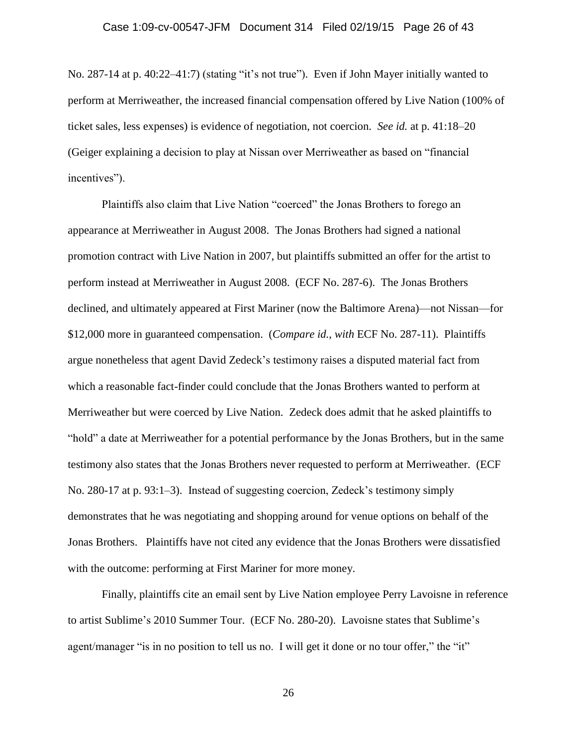No. 287-14 at p. 40:22–41:7) (stating "it's not true"). Even if John Mayer initially wanted to perform at Merriweather, the increased financial compensation offered by Live Nation (100% of ticket sales, less expenses) is evidence of negotiation, not coercion. *See id.* at p. 41:18–20 (Geiger explaining a decision to play at Nissan over Merriweather as based on "financial incentives").

Plaintiffs also claim that Live Nation "coerced" the Jonas Brothers to forego an appearance at Merriweather in August 2008. The Jonas Brothers had signed a national promotion contract with Live Nation in 2007, but plaintiffs submitted an offer for the artist to perform instead at Merriweather in August 2008. (ECF No. 287-6). The Jonas Brothers declined, and ultimately appeared at First Mariner (now the Baltimore Arena)—not Nissan—for $12,000 more in guaranteed compensation. (*Compare id.*, *with* ECF No. 287-11). Plaintiffs argue nonetheless that agent David Zedeck's testimony raises a disputed material fact from which a reasonable fact-finder could conclude that the Jonas Brothers wanted to perform at Merriweather but were coerced by Live Nation. Zedeck does admit that he asked plaintiffs to "hold" a date at Merriweather for a potential performance by the Jonas Brothers, but in the same testimony also states that the Jonas Brothers never requested to perform at Merriweather. (ECF No. 280-17 at p. 93:1–3). Instead of suggesting coercion, Zedeck's testimony simply demonstrates that he was negotiating and shopping around for venue options on behalf of the Jonas Brothers. Plaintiffs have not cited any evidence that the Jonas Brothers were dissatisfied with the outcome: performing at First Mariner for more money.

Finally, plaintiffs cite an email sent by Live Nation employee Perry Lavoisne in reference to artist Sublime's 2010 Summer Tour. (ECF No. 280-20). Lavoisne states that Sublime's agent/manager "is in no position to tell us no. I will get it done or no tour offer," the "it"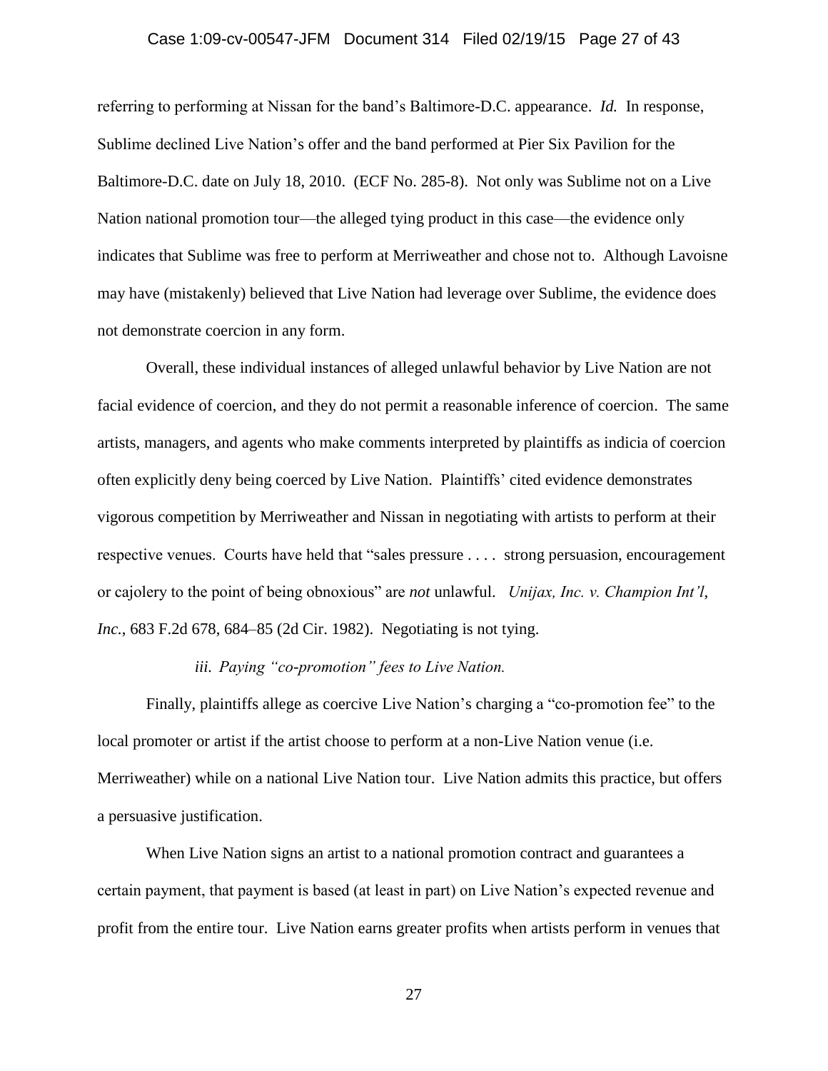referring to performing at Nissan for the band's Baltimore-D.C. appearance. *Id.* In response, Sublime declined Live Nation's offer and the band performed at Pier Six Pavilion for the Baltimore-D.C. date on July 18, 2010. (ECF No. 285-8). Not only was Sublime not on a Live Nation national promotion tour—the alleged tying product in this case—the evidence only indicates that Sublime was free to perform at Merriweather and chose not to. Although Lavoisne may have (mistakenly) believed that Live Nation had leverage over Sublime, the evidence does not demonstrate coercion in any form.

Overall, these individual instances of alleged unlawful behavior by Live Nation are not facial evidence of coercion, and they do not permit a reasonable inference of coercion. The same artists, managers, and agents who make comments interpreted by plaintiffs as indicia of coercion often explicitly deny being coerced by Live Nation. Plaintiffs' cited evidence demonstrates vigorous competition by Merriweather and Nissan in negotiating with artists to perform at their respective venues. Courts have held that "sales pressure . . . . strong persuasion, encouragement or cajolery to the point of being obnoxious" are *not* unlawful. *Unijax, Inc. v. Champion Int'l, Inc.*, 683 F.2d 678, 684–85 (2d Cir. 1982). Negotiating is not tying.

*iii. Paying "co-promotion" fees to Live Nation.*

Finally, plaintiffs allege as coercive Live Nation's charging a "co-promotion fee" to the local promoter or artist if the artist choose to perform at a non-Live Nation venue (i.e. Merriweather) while on a national Live Nation tour. Live Nation admits this practice, but offers a persuasive justification.

When Live Nation signs an artist to a national promotion contract and guarantees a certain payment, that payment is based (at least in part) on Live Nation's expected revenue and profit from the entire tour. Live Nation earns greater profits when artists perform in venues that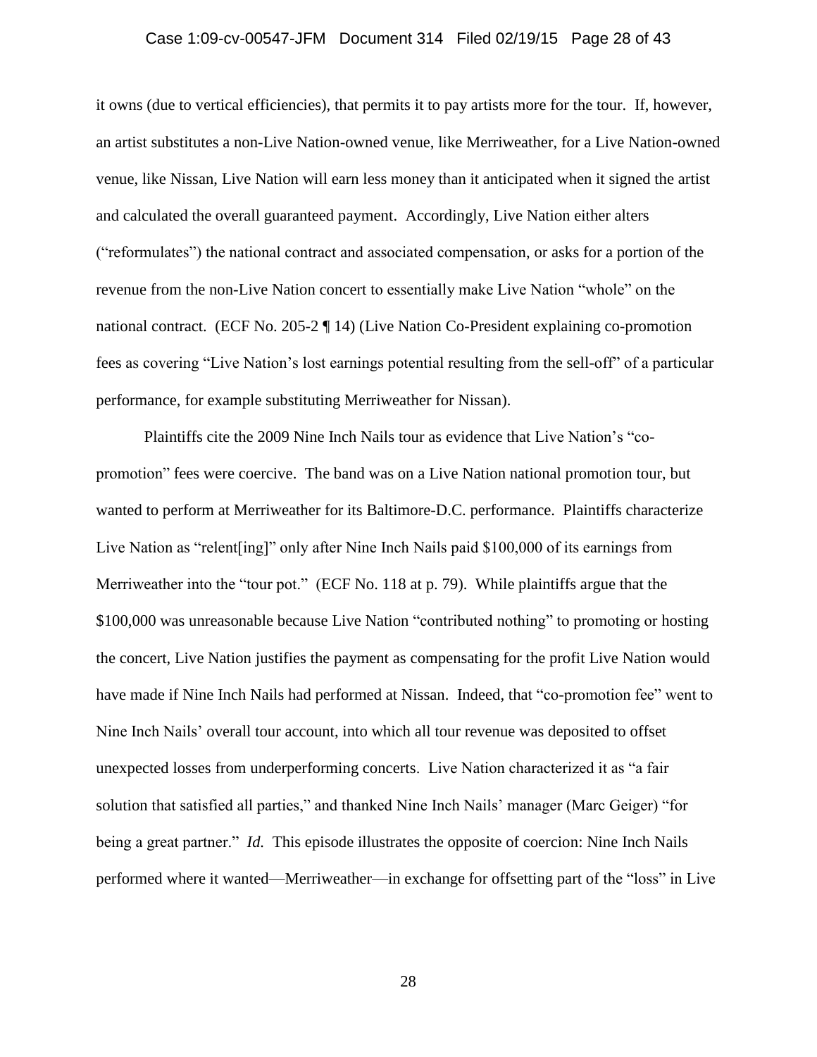it owns (due to vertical efficiencies), that permits it to pay artists more for the tour. If, however, an artist substitutes a non-Live Nation-owned venue, like Merriweather, for a Live Nation-owned venue, like Nissan, Live Nation will earn less money than it anticipated when it signed the artist and calculated the overall guaranteed payment. Accordingly, Live Nation either alters ("reformulates") the national contract and associated compensation, or asks for a portion of the revenue from the non-Live Nation concert to essentially make Live Nation "whole" on the national contract. (ECF No. 205-2 ¶ 14) (Live Nation Co-President explaining co-promotion fees as covering "Live Nation's lost earnings potential resulting from the sell-off" of a particular performance, for example substituting Merriweather for Nissan).

Plaintiffs cite the 2009 Nine Inch Nails tour as evidence that Live Nation's "co-promotion" fees were coercive. The band was on a Live Nation national promotion tour, but wanted to perform at Merriweather for its Baltimore-D.C. performance. Plaintiffs characterize Live Nation as "relent[ing]" only after Nine Inch Nails paid $100,000 of its earnings from Merriweather into the "tour pot." (ECF No. 118 at p. 79). While plaintiffs argue that the $100,000 was unreasonable because Live Nation "contributed nothing" to promoting or hosting the concert, Live Nation justifies the payment as compensating for the profit Live Nation would have made if Nine Inch Nails had performed at Nissan. Indeed, that "co-promotion fee" went to Nine Inch Nails' overall tour account, into which all tour revenue was deposited to offset unexpected losses from underperforming concerts. Live Nation characterized it as "a fair solution that satisfied all parties," and thanked Nine Inch Nails' manager (Marc Geiger) "for being a great partner." *Id.* This episode illustrates the opposite of coercion: Nine Inch Nails performed where it wanted—Merriweather—in exchange for offsetting part of the "loss" in Live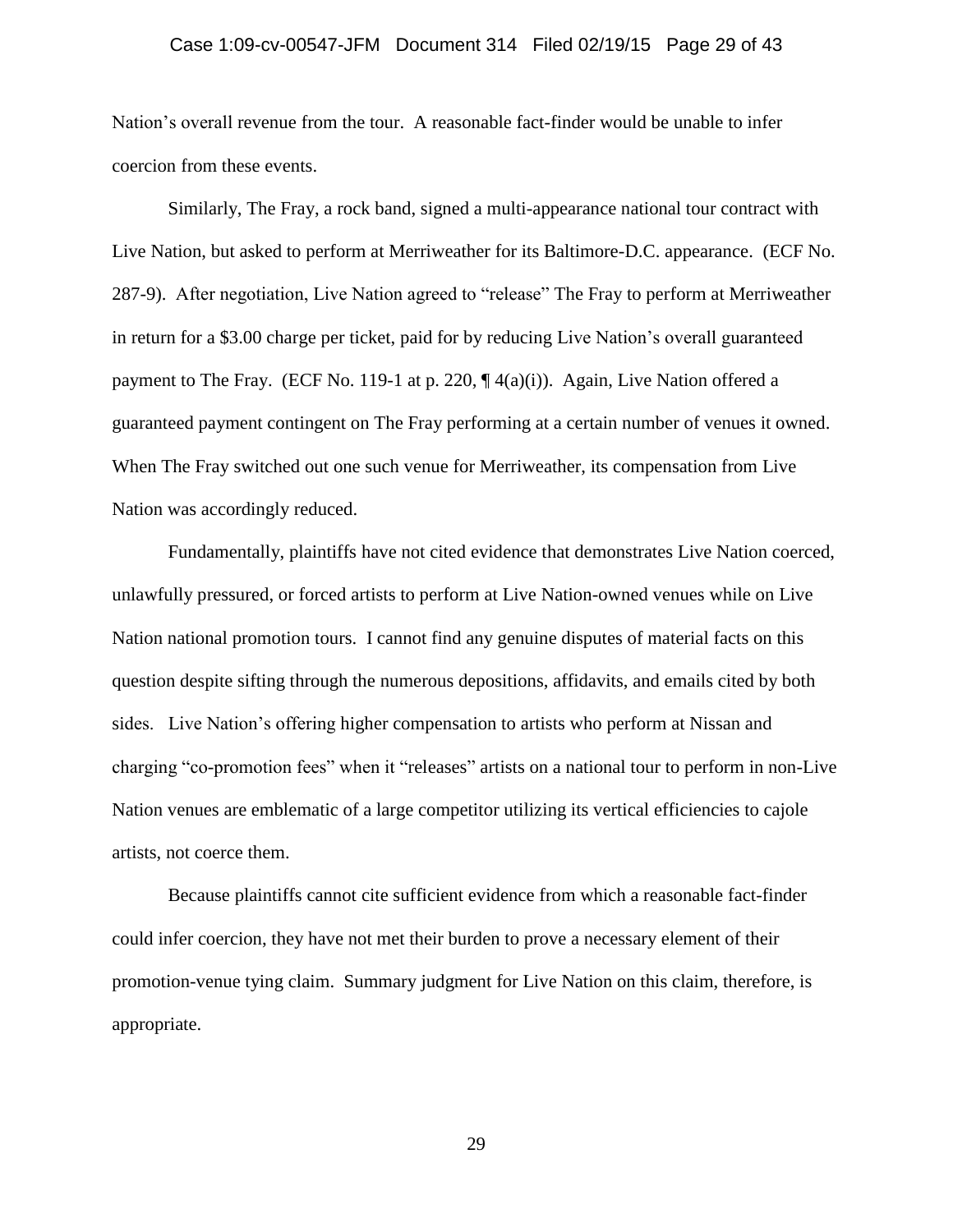Nation's overall revenue from the tour. A reasonable fact-finder would be unable to infer coercion from these events.

Similarly, The Fray, a rock band, signed a multi-appearance national tour contract with Live Nation, but asked to perform at Merriweather for its Baltimore-D.C. appearance. (ECF No. 287-9). After negotiation, Live Nation agreed to "release" The Fray to perform at Merriweather in return for a $3.00 charge per ticket, paid for by reducing Live Nation's overall guaranteed payment to The Fray. (ECF No. 119-1 at p. 220, ¶ 4(a)(i)). Again, Live Nation offered a guaranteed payment contingent on The Fray performing at a certain number of venues it owned. When The Fray switched out one such venue for Merriweather, its compensation from Live Nation was accordingly reduced.

Fundamentally, plaintiffs have not cited evidence that demonstrates Live Nation coerced, unlawfully pressured, or forced artists to perform at Live Nation-owned venues while on Live Nation national promotion tours. I cannot find any genuine disputes of material facts on this question despite sifting through the numerous depositions, affidavits, and emails cited by both sides. Live Nation's offering higher compensation to artists who perform at Nissan and charging "co-promotion fees" when it "releases" artists on a national tour to perform in non-Live Nation venues are emblematic of a large competitor utilizing its vertical efficiencies to cajole artists, not coerce them.

Because plaintiffs cannot cite sufficient evidence from which a reasonable fact-finder could infer coercion, they have not met their burden to prove a necessary element of their promotion-venue tying claim. Summary judgment for Live Nation on this claim, therefore, is appropriate.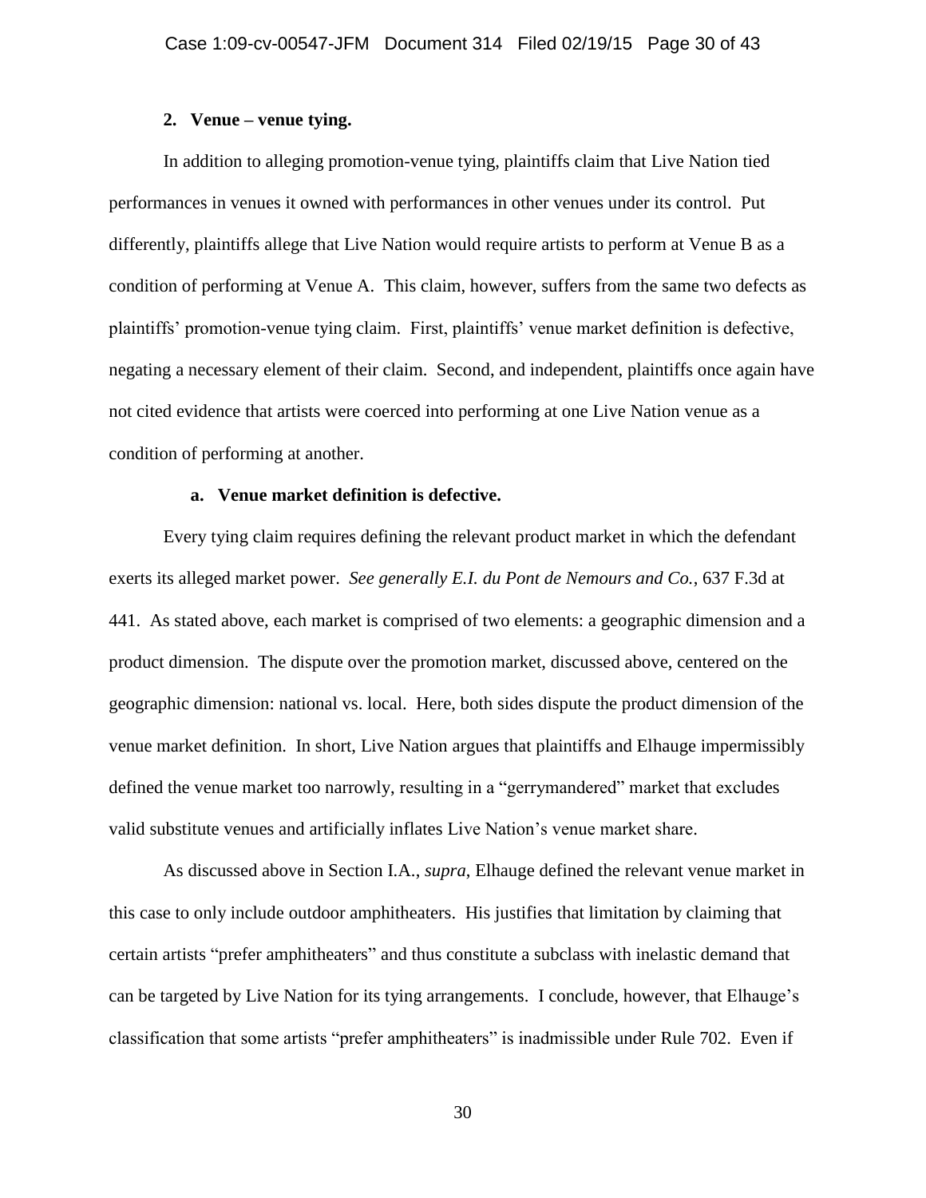**2. Venue – venue tying.**

In addition to alleging promotion-venue tying, plaintiffs claim that Live Nation tied performances in venues it owned with performances in other venues under its control. Put differently, plaintiffs allege that Live Nation would require artists to perform at Venue B as a condition of performing at Venue A. This claim, however, suffers from the same two defects as plaintiffs' promotion-venue tying claim. First, plaintiffs' venue market definition is defective, negating a necessary element of their claim. Second, and independent, plaintiffs once again have not cited evidence that artists were coerced into performing at one Live Nation venue as a condition of performing at another.

**a. Venue market definition is defective.**

Every tying claim requires defining the relevant product market in which the defendant exerts its alleged market power. *See generally E.I. du Pont de Nemours and Co.*, 637 F.3d at 441. As stated above, each market is comprised of two elements: a geographic dimension and a product dimension. The dispute over the promotion market, discussed above, centered on the geographic dimension: national vs. local. Here, both sides dispute the product dimension of the venue market definition. In short, Live Nation argues that plaintiffs and Elhauge impermissibly defined the venue market too narrowly, resulting in a "gerrymandered" market that excludes valid substitute venues and artificially inflates Live Nation's venue market share.

As discussed above in Section I.A., *supra*, Elhauge defined the relevant venue market in this case to only include outdoor amphitheaters. His justifies that limitation by claiming that certain artists "prefer amphitheaters" and thus constitute a subclass with inelastic demand that can be targeted by Live Nation for its tying arrangements. I conclude, however, that Elhauge's classification that some artists "prefer amphitheaters" is inadmissible under Rule 702. Even if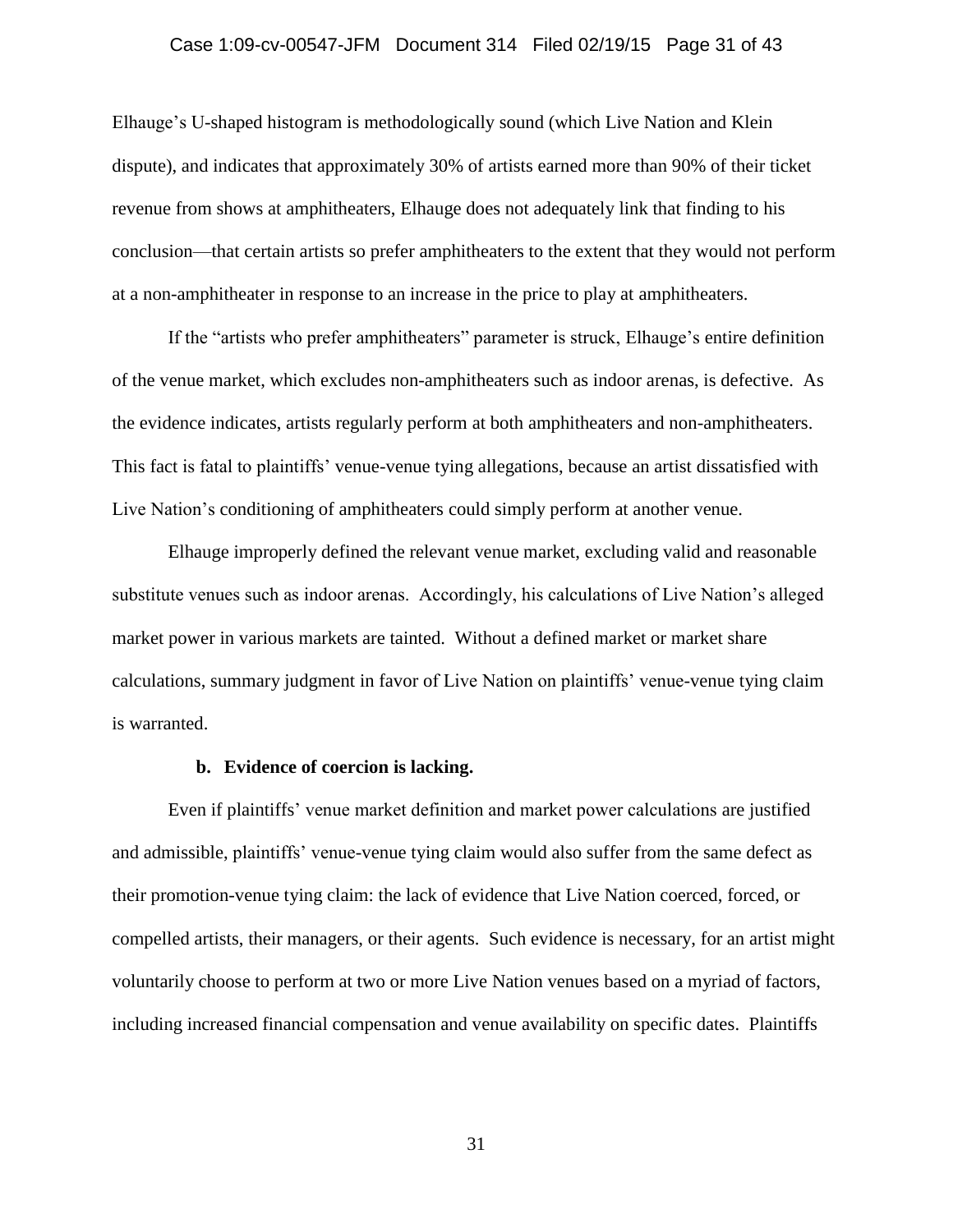Elhauge's U-shaped histogram is methodologically sound (which Live Nation and Klein dispute), and indicates that approximately 30% of artists earned more than 90% of their ticket revenue from shows at amphitheaters, Elhauge does not adequately link that finding to his conclusion—that certain artists so prefer amphitheaters to the extent that they would not perform at a non-amphitheater in response to an increase in the price to play at amphitheaters.

If the "artists who prefer amphitheaters" parameter is struck, Elhauge's entire definition of the venue market, which excludes non-amphitheaters such as indoor arenas, is defective. As the evidence indicates, artists regularly perform at both amphitheaters and non-amphitheaters. This fact is fatal to plaintiffs' venue-venue tying allegations, because an artist dissatisfied with Live Nation's conditioning of amphitheaters could simply perform at another venue.

Elhauge improperly defined the relevant venue market, excluding valid and reasonable substitute venues such as indoor arenas. Accordingly, his calculations of Live Nation's alleged market power in various markets are tainted. Without a defined market or market share calculations, summary judgment in favor of Live Nation on plaintiffs' venue-venue tying claim is warranted.

**b. Evidence of coercion is lacking.**

Even if plaintiffs' venue market definition and market power calculations are justified and admissible, plaintiffs' venue-venue tying claim would also suffer from the same defect as their promotion-venue tying claim: the lack of evidence that Live Nation coerced, forced, or compelled artists, their managers, or their agents. Such evidence is necessary, for an artist might voluntarily choose to perform at two or more Live Nation venues based on a myriad of factors, including increased financial compensation and venue availability on specific dates. Plaintiffs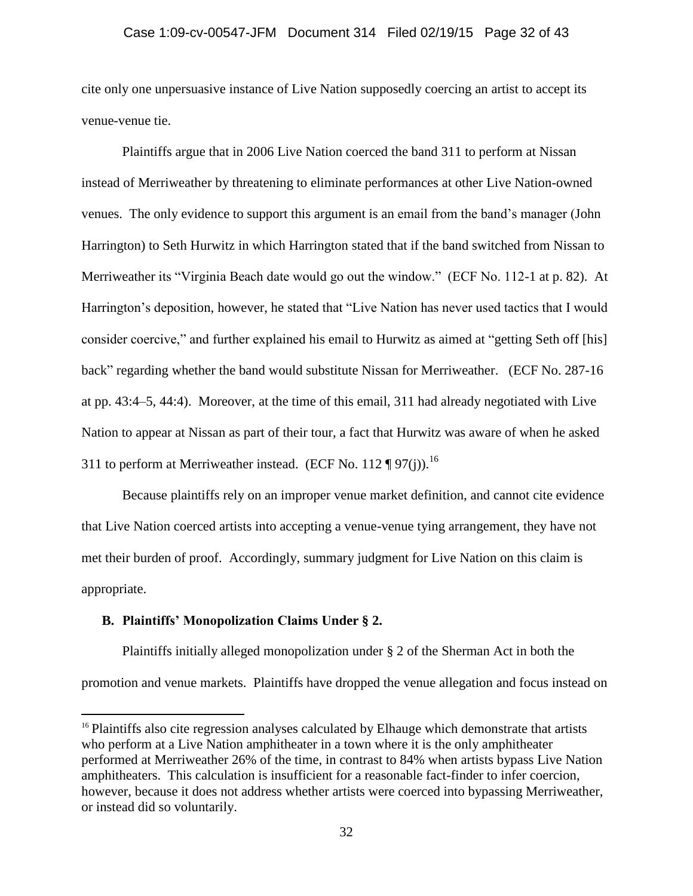cite only one unpersuasive instance of Live Nation supposedly coercing an artist to accept its venue-venue tie.

Plaintiffs argue that in 2006 Live Nation coerced the band 311 to perform at Nissan instead of Merriweather by threatening to eliminate performances at other Live Nation-owned venues. The only evidence to support this argument is an email from the band's manager (John Harrington) to Seth Hurwitz in which Harrington stated that if the band switched from Nissan to Merriweather its "Virginia Beach date would go out the window." (ECF No. 112-1 at p. 82). At Harrington's deposition, however, he stated that "Live Nation has never used tactics that I would consider coercive," and further explained his email to Hurwitz as aimed at "getting Seth off [his] back" regarding whether the band would substitute Nissan for Merriweather. (ECF No. 287-16 at pp. 43:4–5, 44:4). Moreover, at the time of this email, 311 had already negotiated with Live Nation to appear at Nissan as part of their tour, a fact that Hurwitz was aware of when he asked 311 to perform at Merriweather instead. (ECF No. 112 ¶ 97(j)).[16]

Because plaintiffs rely on an improper venue market definition, and cannot cite evidence that Live Nation coerced artists into accepting a venue-venue tying arrangement, they have not met their burden of proof. Accordingly, summary judgment for Live Nation on this claim is appropriate.

### B. Plaintiffs' Monopolization Claims Under § 2.

Plaintiffs initially alleged monopolization under § 2 of the Sherman Act in both the promotion and venue markets. Plaintiffs have dropped the venue allegation and focus instead on

---

[16] Plaintiffs also cite regression analyses calculated by Elhauge which demonstrate that artists who perform at a Live Nation amphitheater in a town where it is the only amphitheater performed at Merriweather 26% of the time, in contrast to 84% when artists bypass Live Nation amphitheaters. This calculation is insufficient for a reasonable fact-finder to infer coercion, however, because it does not address whether artists were coerced into bypassing Merriweather, or instead did so voluntarily.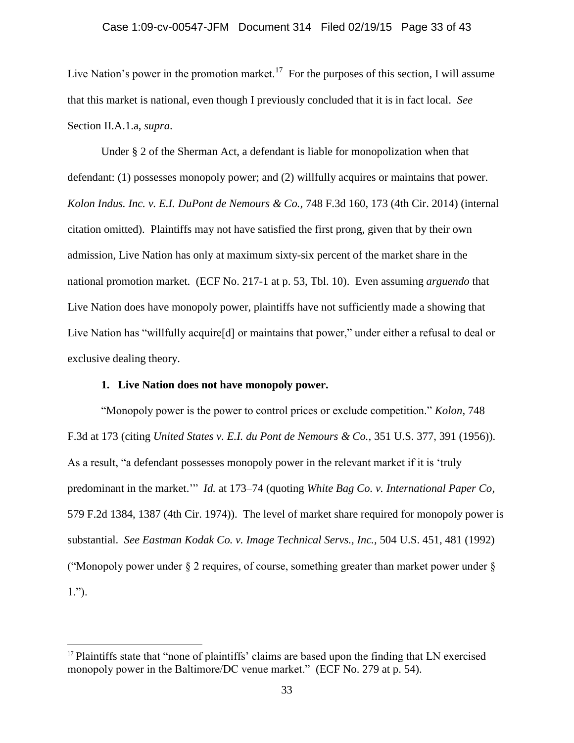Live Nation's power in the promotion market.[17] For the purposes of this section, I will assume that this market is national, even though I previously concluded that it is in fact local. *See* Section II.A.1.a, *supra*.

Under § 2 of the Sherman Act, a defendant is liable for monopolization when that defendant: (1) possesses monopoly power; and (2) willfully acquires or maintains that power. *Kolon Indus. Inc. v. E.I. DuPont de Nemours & Co.*, 748 F.3d 160, 173 (4th Cir. 2014) (internal citation omitted). Plaintiffs may not have satisfied the first prong, given that by their own admission, Live Nation has only at maximum sixty-six percent of the market share in the national promotion market. (ECF No. 217-1 at p. 53, Tbl. 10). Even assuming *arguendo* that Live Nation does have monopoly power, plaintiffs have not sufficiently made a showing that Live Nation has "willfully acquire[d] or maintains that power," under either a refusal to deal or exclusive dealing theory.

**1. Live Nation does not have monopoly power.**

"Monopoly power is the power to control prices or exclude competition." *Kolon*, 748 F.3d at 173 (citing *United States v. E.I. du Pont de Nemours & Co.*, 351 U.S. 377, 391 (1956)). As a result, "a defendant possesses monopoly power in the relevant market if it is 'truly predominant in the market.'" *Id.* at 173–74 (quoting *White Bag Co. v. International Paper Co*, 579 F.2d 1384, 1387 (4th Cir. 1974)). The level of market share required for monopoly power is substantial. *See Eastman Kodak Co. v. Image Technical Servs., Inc.*, 504 U.S. 451, 481 (1992) ("Monopoly power under § 2 requires, of course, something greater than market power under § 1.").

[17] Plaintiffs state that "none of plaintiffs' claims are based upon the finding that LN exercised monopoly power in the Baltimore/DC venue market." (ECF No. 279 at p. 54).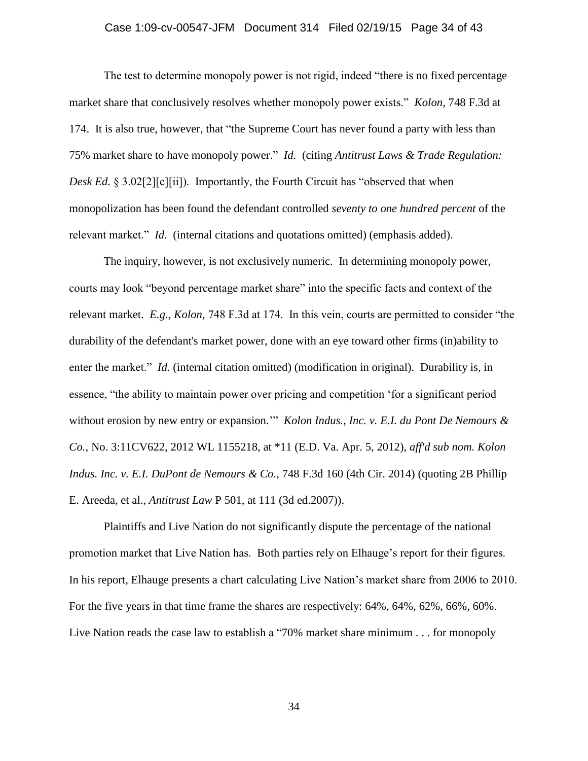The test to determine monopoly power is not rigid, indeed "there is no fixed percentage market share that conclusively resolves whether monopoly power exists." *Kolon*, 748 F.3d at 174. It is also true, however, that "the Supreme Court has never found a party with less than 75% market share to have monopoly power." *Id.* (citing *Antitrust Laws & Trade Regulation: Desk Ed.* § 3.02[2][c][ii]). Importantly, the Fourth Circuit has "observed that when monopolization has been found the defendant controlled *seventy to one hundred percent* of the relevant market." *Id.* (internal citations and quotations omitted) (emphasis added).

The inquiry, however, is not exclusively numeric. In determining monopoly power, courts may look "beyond percentage market share" into the specific facts and context of the relevant market. *E.g.*, *Kolon*, 748 F.3d at 174. In this vein, courts are permitted to consider "the durability of the defendant's market power, done with an eye toward other firms (in)ability to enter the market." *Id.* (internal citation omitted) (modification in original). Durability is, in essence, "the ability to maintain power over pricing and competition 'for a significant period without erosion by new entry or expansion.'" *Kolon Indus., Inc. v. E.I. du Pont De Nemours & Co.*, No. 3:11CV622, 2012 WL 1155218, at *11 (E.D. Va. Apr. 5, 2012), *aff'd sub nom. Kolon Indus. Inc. v. E.I. DuPont de Nemours & Co.*, 748 F.3d 160 (4th Cir. 2014) (quoting 2B Phillip E. Areeda, et al., *Antitrust Law* P 501, at 111 (3d ed.2007)).

Plaintiffs and Live Nation do not significantly dispute the percentage of the national promotion market that Live Nation has. Both parties rely on Elhauge's report for their figures. In his report, Elhauge presents a chart calculating Live Nation's market share from 2006 to 2010. For the five years in that time frame the shares are respectively: 64%, 64%, 62%, 66%, 60%. Live Nation reads the case law to establish a "70% market share minimum . . . for monopoly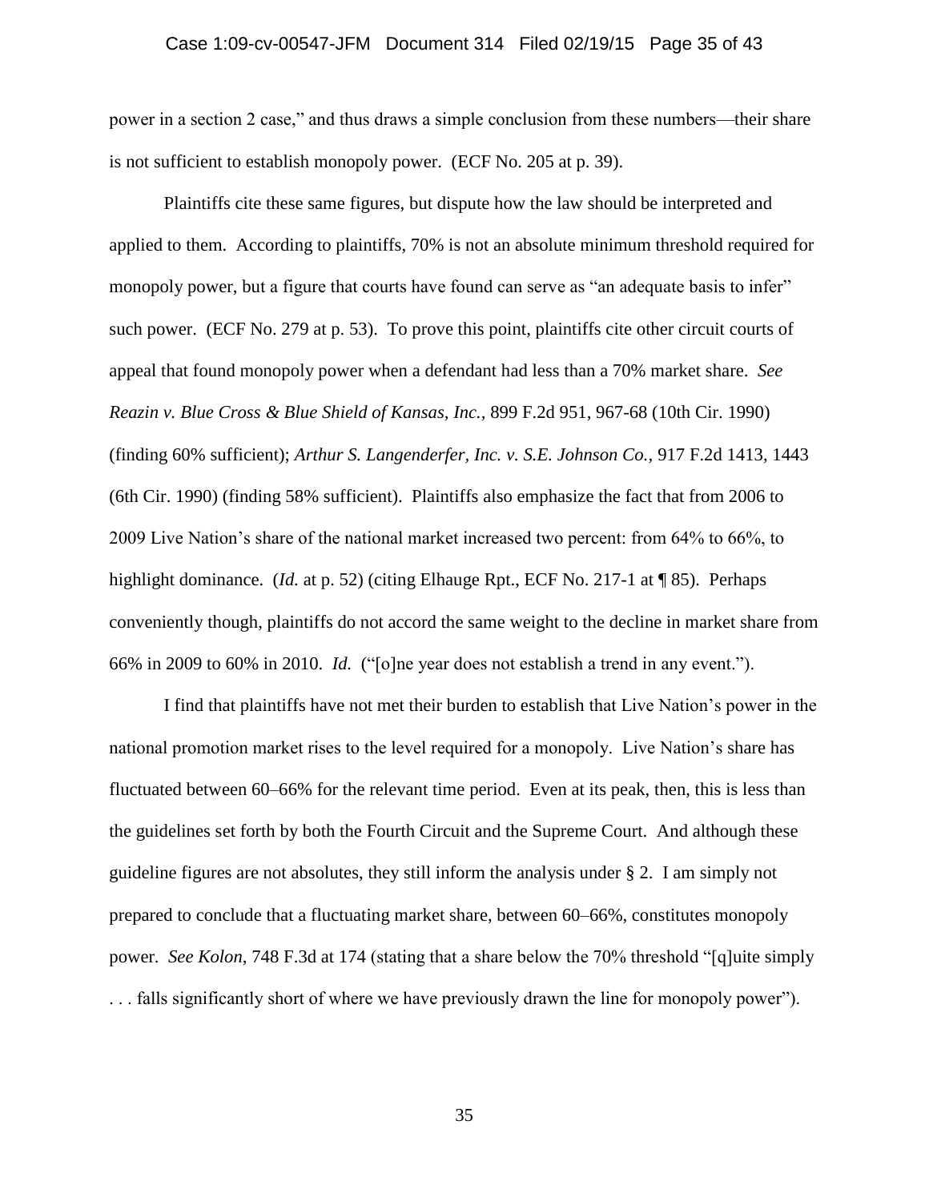power in a section 2 case," and thus draws a simple conclusion from these numbers—their share is not sufficient to establish monopoly power. (ECF No. 205 at p. 39).

Plaintiffs cite these same figures, but dispute how the law should be interpreted and applied to them. According to plaintiffs, 70% is not an absolute minimum threshold required for monopoly power, but a figure that courts have found can serve as "an adequate basis to infer" such power. (ECF No. 279 at p. 53). To prove this point, plaintiffs cite other circuit courts of appeal that found monopoly power when a defendant had less than a 70% market share. *See Reazin v. Blue Cross & Blue Shield of Kansas, Inc.*, 899 F.2d 951, 967-68 (10th Cir. 1990) (finding 60% sufficient); *Arthur S. Langenderfer, Inc. v. S.E. Johnson Co.*, 917 F.2d 1413, 1443 (6th Cir. 1990) (finding 58% sufficient). Plaintiffs also emphasize the fact that from 2006 to 2009 Live Nation's share of the national market increased two percent: from 64% to 66%, to highlight dominance. (*Id.* at p. 52) (citing Elhauge Rpt., ECF No. 217-1 at ¶ 85). Perhaps conveniently though, plaintiffs do not accord the same weight to the decline in market share from 66% in 2009 to 60% in 2010. *Id.* ("[o]ne year does not establish a trend in any event.").

I find that plaintiffs have not met their burden to establish that Live Nation's power in the national promotion market rises to the level required for a monopoly. Live Nation's share has fluctuated between 60–66% for the relevant time period. Even at its peak, then, this is less than the guidelines set forth by both the Fourth Circuit and the Supreme Court. And although these guideline figures are not absolutes, they still inform the analysis under § 2. I am simply not prepared to conclude that a fluctuating market share, between 60–66%, constitutes monopoly power. *See Kolon*, 748 F.3d at 174 (stating that a share below the 70% threshold "[q]uite simply . . . falls significantly short of where we have previously drawn the line for monopoly power").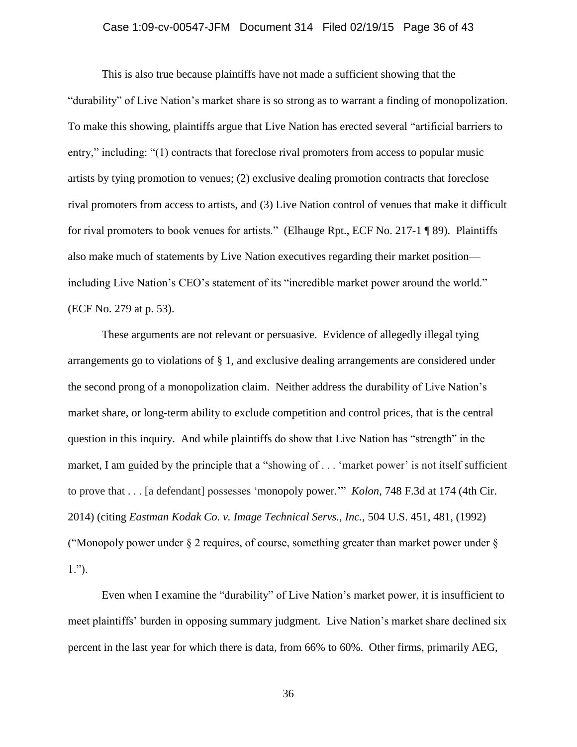This is also true because plaintiffs have not made a sufficient showing that the "durability" of Live Nation's market share is so strong as to warrant a finding of monopolization. To make this showing, plaintiffs argue that Live Nation has erected several "artificial barriers to entry," including: "(1) contracts that foreclose rival promoters from access to popular music artists by tying promotion to venues; (2) exclusive dealing promotion contracts that foreclose rival promoters from access to artists, and (3) Live Nation control of venues that make it difficult for rival promoters to book venues for artists." (Elhauge Rpt., ECF No. 217-1 ¶ 89). Plaintiffs also make much of statements by Live Nation executives regarding their market position—including Live Nation's CEO's statement of its "incredible market power around the world." (ECF No. 279 at p. 53).

These arguments are not relevant or persuasive. Evidence of allegedly illegal tying arrangements go to violations of § 1, and exclusive dealing arrangements are considered under the second prong of a monopolization claim. Neither address the durability of Live Nation's market share, or long-term ability to exclude competition and control prices, that is the central question in this inquiry. And while plaintiffs do show that Live Nation has "strength" in the market, I am guided by the principle that a "showing of . . . 'market power' is not itself sufficient to prove that . . . [a defendant] possesses 'monopoly power.'" *Kolon,* 748 F.3d at 174 (4th Cir. 2014) (citing *Eastman Kodak Co. v. Image Technical Servs., Inc.,* 504 U.S. 451, 481, (1992) ("Monopoly power under § 2 requires, of course, something greater than market power under § 1.").

Even when I examine the "durability" of Live Nation's market power, it is insufficient to meet plaintiffs' burden in opposing summary judgment. Live Nation's market share declined six percent in the last year for which there is data, from 66% to 60%. Other firms, primarily AEG,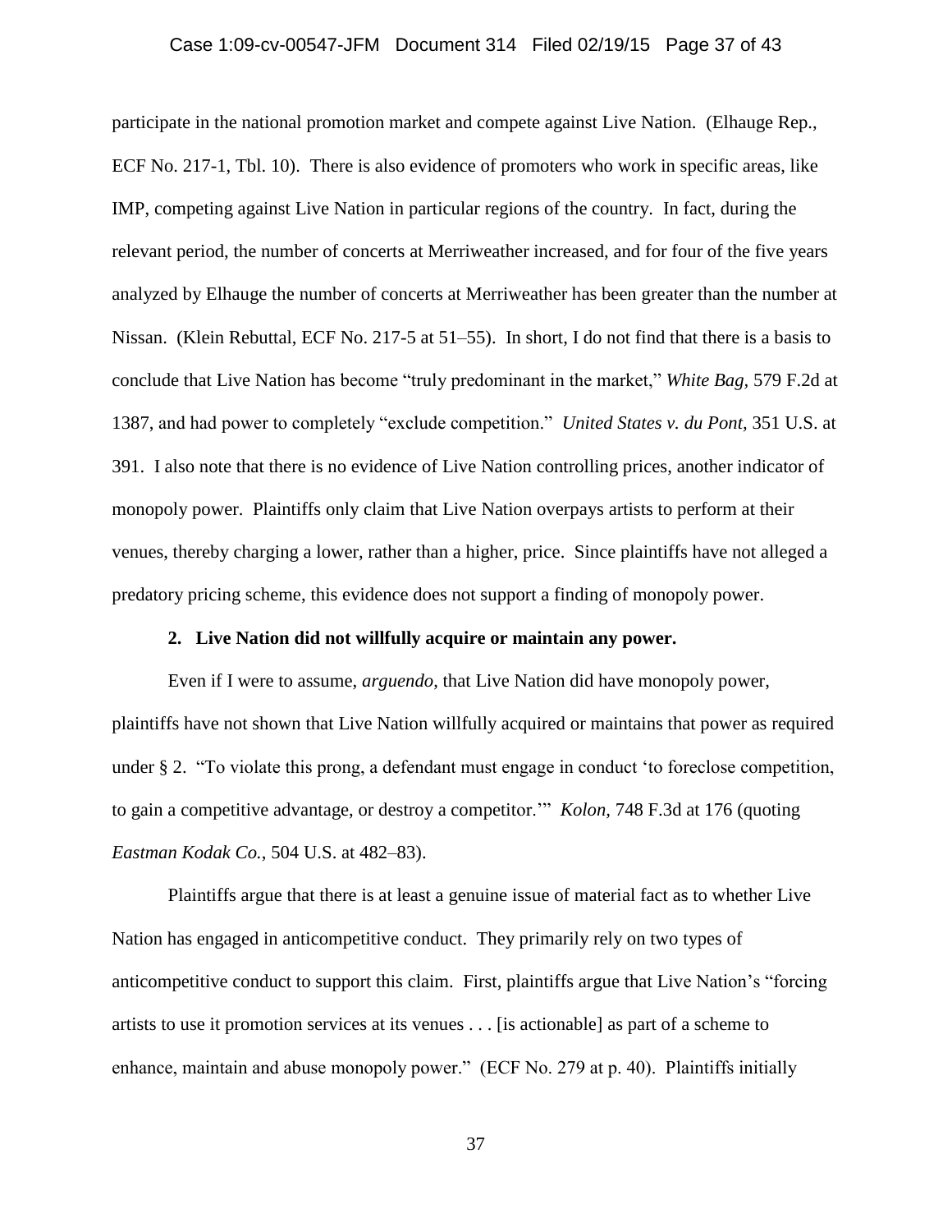participate in the national promotion market and compete against Live Nation. (Elhauge Rep., ECF No. 217-1, Tbl. 10). There is also evidence of promoters who work in specific areas, like IMP, competing against Live Nation in particular regions of the country. In fact, during the relevant period, the number of concerts at Merriweather increased, and for four of the five years analyzed by Elhauge the number of concerts at Merriweather has been greater than the number at Nissan. (Klein Rebuttal, ECF No. 217-5 at 51–55). In short, I do not find that there is a basis to conclude that Live Nation has become "truly predominant in the market," *White Bag*, 579 F.2d at 1387, and had power to completely "exclude competition." *United States v. du Pont*, 351 U.S. at 391. I also note that there is no evidence of Live Nation controlling prices, another indicator of monopoly power. Plaintiffs only claim that Live Nation overpays artists to perform at their venues, thereby charging a lower, rather than a higher, price. Since plaintiffs have not alleged a predatory pricing scheme, this evidence does not support a finding of monopoly power.

**2. Live Nation did not willfully acquire or maintain any power.**

Even if I were to assume, *arguendo*, that Live Nation did have monopoly power, plaintiffs have not shown that Live Nation willfully acquired or maintains that power as required under § 2. "To violate this prong, a defendant must engage in conduct 'to foreclose competition, to gain a competitive advantage, or destroy a competitor.'" *Kolon*, 748 F.3d at 176 (quoting *Eastman Kodak Co.*, 504 U.S. at 482–83).

Plaintiffs argue that there is at least a genuine issue of material fact as to whether Live Nation has engaged in anticompetitive conduct. They primarily rely on two types of anticompetitive conduct to support this claim. First, plaintiffs argue that Live Nation's "forcing artists to use it promotion services at its venues . . . [is actionable] as part of a scheme to enhance, maintain and abuse monopoly power." (ECF No. 279 at p. 40). Plaintiffs initially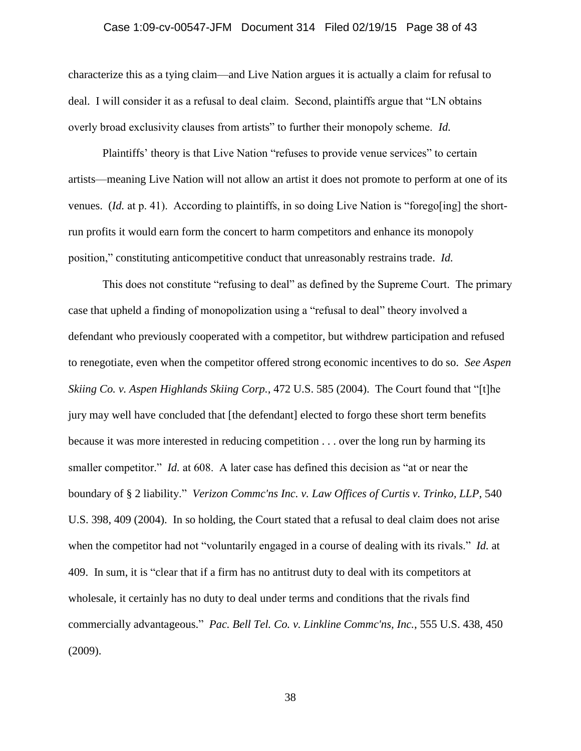characterize this as a tying claim—and Live Nation argues it is actually a claim for refusal to deal. I will consider it as a refusal to deal claim. Second, plaintiffs argue that "LN obtains overly broad exclusivity clauses from artists" to further their monopoly scheme. *Id.*

Plaintiffs' theory is that Live Nation "refuses to provide venue services" to certain artists—meaning Live Nation will not allow an artist it does not promote to perform at one of its venues. (*Id.* at p. 41). According to plaintiffs, in so doing Live Nation is "forego[ing] the short-run profits it would earn form the concert to harm competitors and enhance its monopoly position," constituting anticompetitive conduct that unreasonably restrains trade. *Id.*

This does not constitute "refusing to deal" as defined by the Supreme Court. The primary case that upheld a finding of monopolization using a "refusal to deal" theory involved a defendant who previously cooperated with a competitor, but withdrew participation and refused to renegotiate, even when the competitor offered strong economic incentives to do so. *See Aspen Skiing Co. v. Aspen Highlands Skiing Corp.*, 472 U.S. 585 (2004). The Court found that "[t]he jury may well have concluded that [the defendant] elected to forgo these short term benefits because it was more interested in reducing competition . . . over the long run by harming its smaller competitor." *Id.* at 608. A later case has defined this decision as "at or near the boundary of § 2 liability." *Verizon Commc'ns Inc. v. Law Offices of Curtis v. Trinko, LLP*, 540 U.S. 398, 409 (2004). In so holding, the Court stated that a refusal to deal claim does not arise when the competitor had not "voluntarily engaged in a course of dealing with its rivals." *Id.* at 409. In sum, it is "clear that if a firm has no antitrust duty to deal with its competitors at wholesale, it certainly has no duty to deal under terms and conditions that the rivals find commercially advantageous." *Pac. Bell Tel. Co. v. Linkline Commc'ns, Inc.*, 555 U.S. 438, 450 (2009).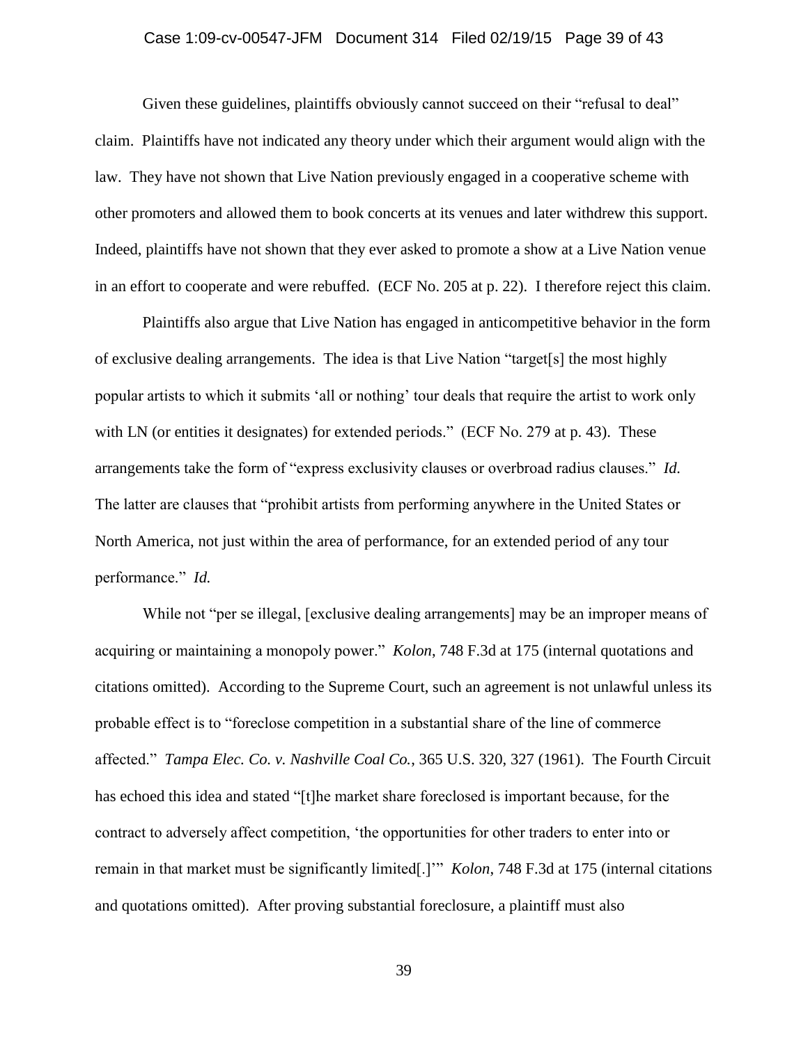Given these guidelines, plaintiffs obviously cannot succeed on their "refusal to deal" claim. Plaintiffs have not indicated any theory under which their argument would align with the law. They have not shown that Live Nation previously engaged in a cooperative scheme with other promoters and allowed them to book concerts at its venues and later withdrew this support. Indeed, plaintiffs have not shown that they ever asked to promote a show at a Live Nation venue in an effort to cooperate and were rebuffed. (ECF No. 205 at p. 22). I therefore reject this claim.

Plaintiffs also argue that Live Nation has engaged in anticompetitive behavior in the form of exclusive dealing arrangements. The idea is that Live Nation "target[s] the most highly popular artists to which it submits 'all or nothing' tour deals that require the artist to work only with LN (or entities it designates) for extended periods." (ECF No. 279 at p. 43). These arrangements take the form of "express exclusivity clauses or overbroad radius clauses." *Id.* The latter are clauses that "prohibit artists from performing anywhere in the United States or North America, not just within the area of performance, for an extended period of any tour performance." *Id.*

While not "per se illegal, [exclusive dealing arrangements] may be an improper means of acquiring or maintaining a monopoly power." *Kolon*, 748 F.3d at 175 (internal quotations and citations omitted). According to the Supreme Court, such an agreement is not unlawful unless its probable effect is to "foreclose competition in a substantial share of the line of commerce affected." *Tampa Elec. Co. v. Nashville Coal Co.*, 365 U.S. 320, 327 (1961). The Fourth Circuit has echoed this idea and stated "[t]he market share foreclosed is important because, for the contract to adversely affect competition, 'the opportunities for other traders to enter into or remain in that market must be significantly limited[.]'" *Kolon*, 748 F.3d at 175 (internal citations and quotations omitted). After proving substantial foreclosure, a plaintiff must also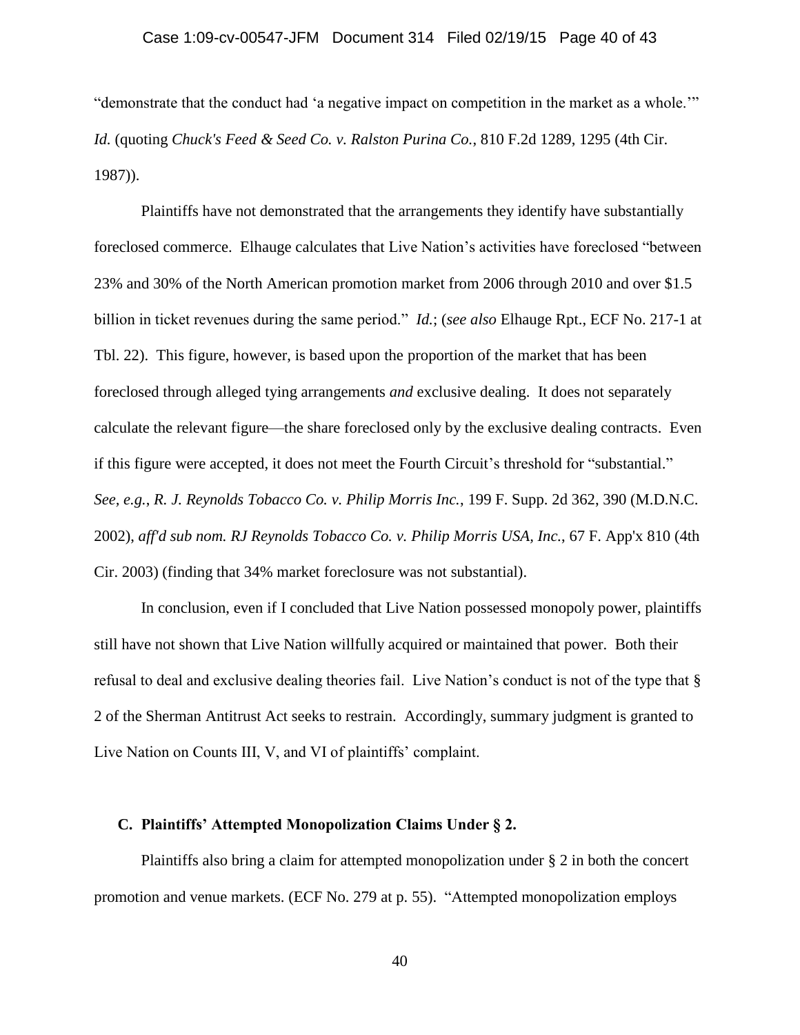"demonstrate that the conduct had 'a negative impact on competition in the market as a whole.'" *Id.* (quoting *Chuck's Feed & Seed Co. v. Ralston Purina Co.*, 810 F.2d 1289, 1295 (4th Cir. 1987)).

Plaintiffs have not demonstrated that the arrangements they identify have substantially foreclosed commerce. Elhauge calculates that Live Nation's activities have foreclosed "between 23% and 30% of the North American promotion market from 2006 through 2010 and over $1.5 billion in ticket revenues during the same period." *Id.*; (*see also* Elhauge Rpt., ECF No. 217-1 at Tbl. 22). This figure, however, is based upon the proportion of the market that has been foreclosed through alleged tying arrangements *and* exclusive dealing. It does not separately calculate the relevant figure—the share foreclosed only by the exclusive dealing contracts. Even if this figure were accepted, it does not meet the Fourth Circuit's threshold for "substantial." *See, e.g.*, *R. J. Reynolds Tobacco Co. v. Philip Morris Inc.*, 199 F. Supp. 2d 362, 390 (M.D.N.C. 2002), *aff'd sub nom. RJ Reynolds Tobacco Co. v. Philip Morris USA, Inc.*, 67 F. App'x 810 (4th Cir. 2003) (finding that 34% market foreclosure was not substantial).

In conclusion, even if I concluded that Live Nation possessed monopoly power, plaintiffs still have not shown that Live Nation willfully acquired or maintained that power. Both their refusal to deal and exclusive dealing theories fail. Live Nation's conduct is not of the type that § 2 of the Sherman Antitrust Act seeks to restrain. Accordingly, summary judgment is granted to Live Nation on Counts III, V, and VI of plaintiffs' complaint.

### C. Plaintiffs' Attempted Monopolization Claims Under § 2.

Plaintiffs also bring a claim for attempted monopolization under § 2 in both the concert promotion and venue markets. (ECF No. 279 at p. 55). "Attempted monopolization employs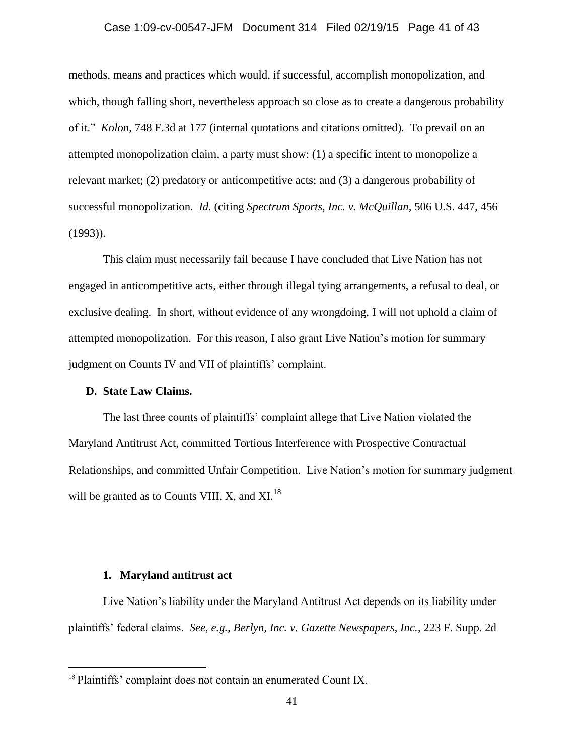methods, means and practices which would, if successful, accomplish monopolization, and which, though falling short, nevertheless approach so close as to create a dangerous probability of it." *Kolon*, 748 F.3d at 177 (internal quotations and citations omitted). To prevail on an attempted monopolization claim, a party must show: (1) a specific intent to monopolize a relevant market; (2) predatory or anticompetitive acts; and (3) a dangerous probability of successful monopolization. *Id.* (citing *Spectrum Sports, Inc. v. McQuillan*, 506 U.S. 447, 456 (1993)).

This claim must necessarily fail because I have concluded that Live Nation has not engaged in anticompetitive acts, either through illegal tying arrangements, a refusal to deal, or exclusive dealing. In short, without evidence of any wrongdoing, I will not uphold a claim of attempted monopolization. For this reason, I also grant Live Nation's motion for summary judgment on Counts IV and VII of plaintiffs' complaint.

### D. State Law Claims.

The last three counts of plaintiffs' complaint allege that Live Nation violated the Maryland Antitrust Act, committed Tortious Interference with Prospective Contractual Relationships, and committed Unfair Competition. Live Nation's motion for summary judgment will be granted as to Counts VIII, X, and XI.[18]

#### 1. Maryland antitrust act

Live Nation's liability under the Maryland Antitrust Act depends on its liability under plaintiffs' federal claims. *See, e.g.*, *Berlyn, Inc. v. Gazette Newspapers, Inc.*, 223 F. Supp. 2d

---

[18] Plaintiffs' complaint does not contain an enumerated Count IX.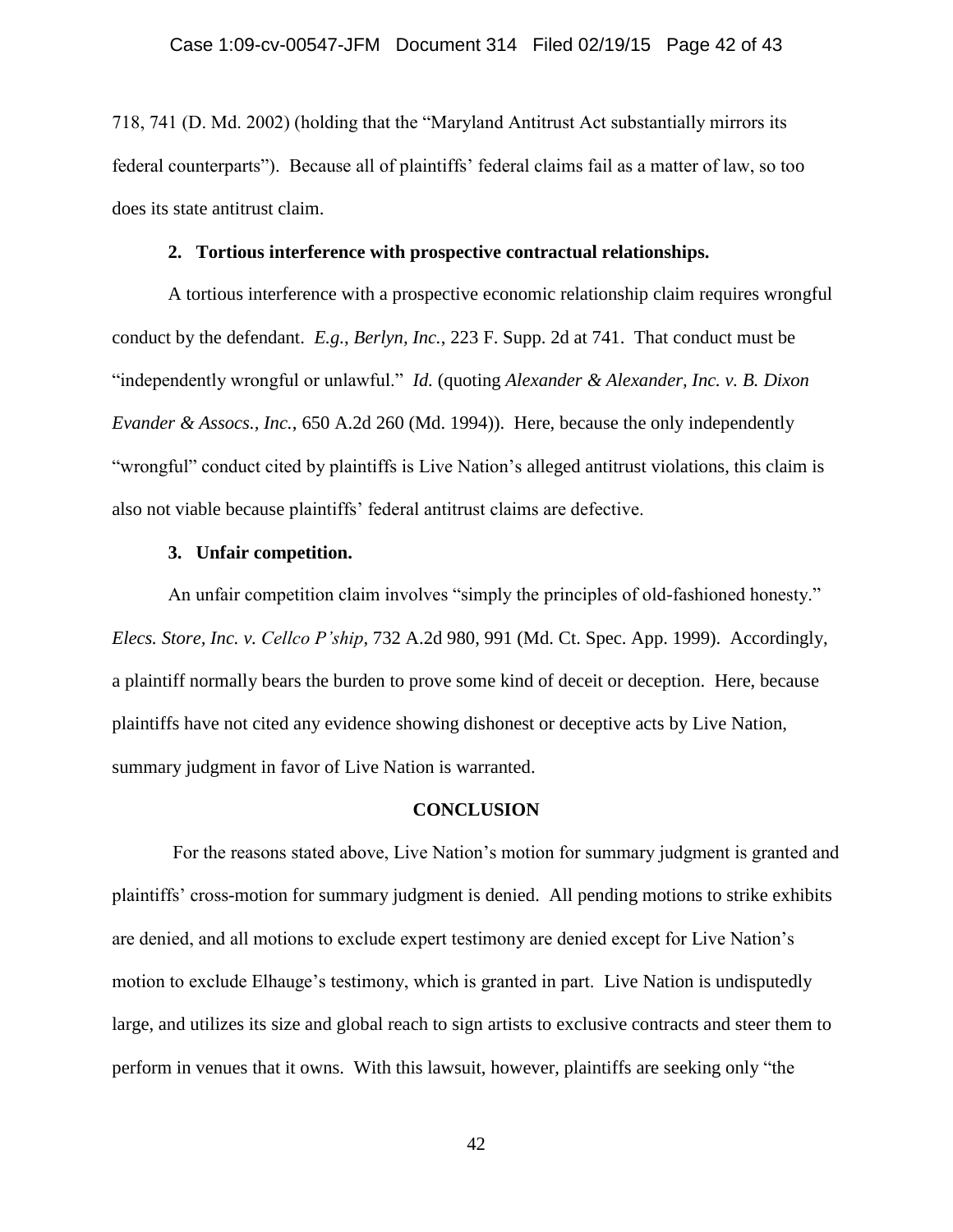718, 741 (D. Md. 2002) (holding that the "Maryland Antitrust Act substantially mirrors its federal counterparts"). Because all of plaintiffs' federal claims fail as a matter of law, so too does its state antitrust claim.

### 2. Tortious interference with prospective contractual relationships.

A tortious interference with a prospective economic relationship claim requires wrongful conduct by the defendant. *E.g.*, *Berlyn, Inc.*, 223 F. Supp. 2d at 741. That conduct must be "independently wrongful or unlawful." *Id.* (quoting *Alexander & Alexander, Inc. v. B. Dixon Evander & Assocs., Inc.*, 650 A.2d 260 (Md. 1994)). Here, because the only independently "wrongful" conduct cited by plaintiffs is Live Nation's alleged antitrust violations, this claim is also not viable because plaintiffs' federal antitrust claims are defective.

### 3. Unfair competition.

An unfair competition claim involves "simply the principles of old-fashioned honesty." *Elecs. Store, Inc. v. Cellco P'ship*, 732 A.2d 980, 991 (Md. Ct. Spec. App. 1999). Accordingly, a plaintiff normally bears the burden to prove some kind of deceit or deception. Here, because plaintiffs have not cited any evidence showing dishonest or deceptive acts by Live Nation, summary judgment in favor of Live Nation is warranted.

## CONCLUSION

For the reasons stated above, Live Nation's motion for summary judgment is granted and plaintiffs' cross-motion for summary judgment is denied. All pending motions to strike exhibits are denied, and all motions to exclude expert testimony are denied except for Live Nation's motion to exclude Elhauge's testimony, which is granted in part. Live Nation is undisputedly large, and utilizes its size and global reach to sign artists to exclusive contracts and steer them to perform in venues that it owns. With this lawsuit, however, plaintiffs are seeking only "the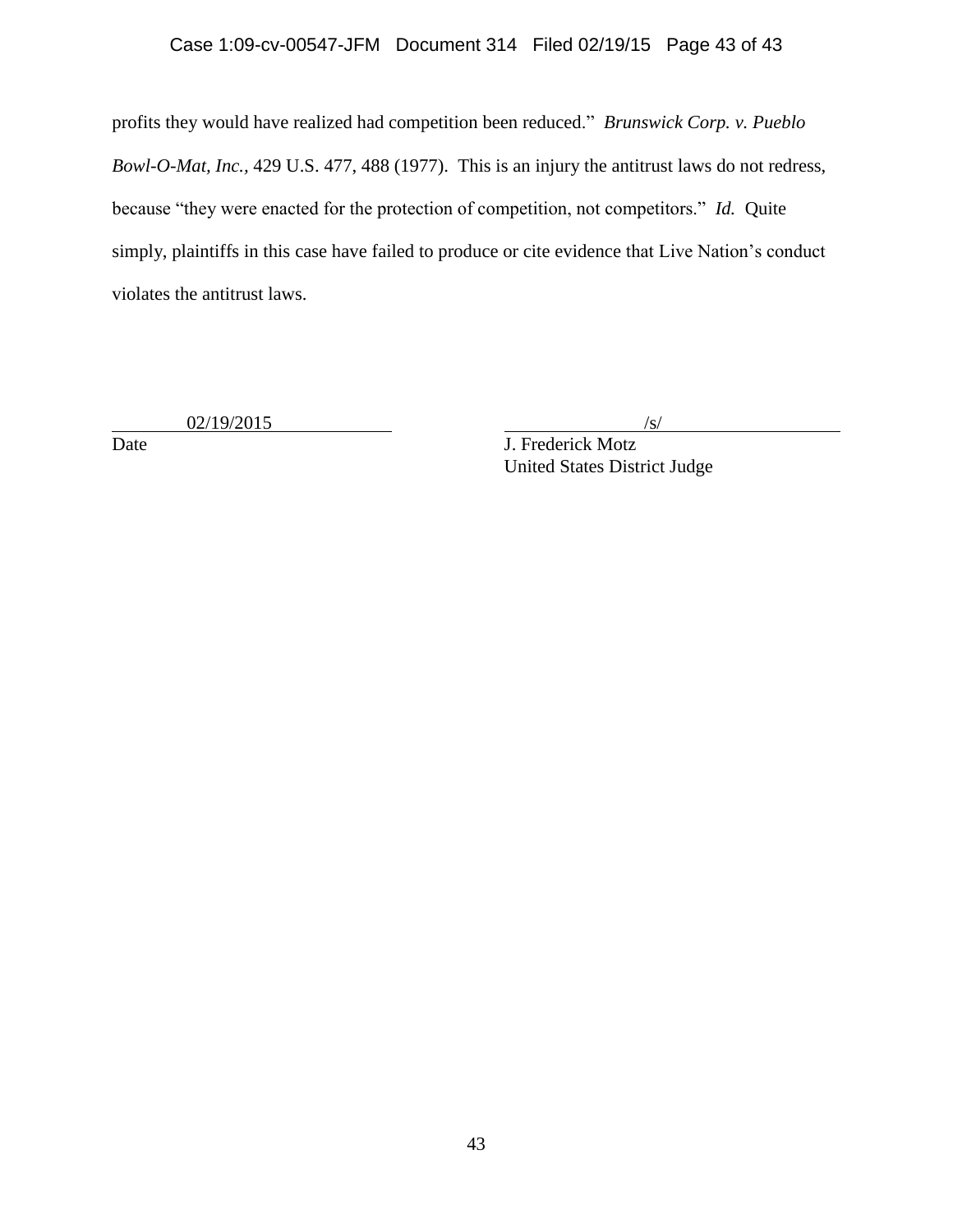profits they would have realized had competition been reduced." *Brunswick Corp. v. Pueblo Bowl-O-Mat, Inc.*, 429 U.S. 477, 488 (1977). This is an injury the antitrust laws do not redress, because "they were enacted for the protection of competition, not competitors." *Id.* Quite simply, plaintiffs in this case have failed to produce or cite evidence that Live Nation's conduct violates the antitrust laws.

| | |
|---|---|
| 02/19/2015 | /s/ |
| Date | J. Frederick Motz<br>United States District Judge |